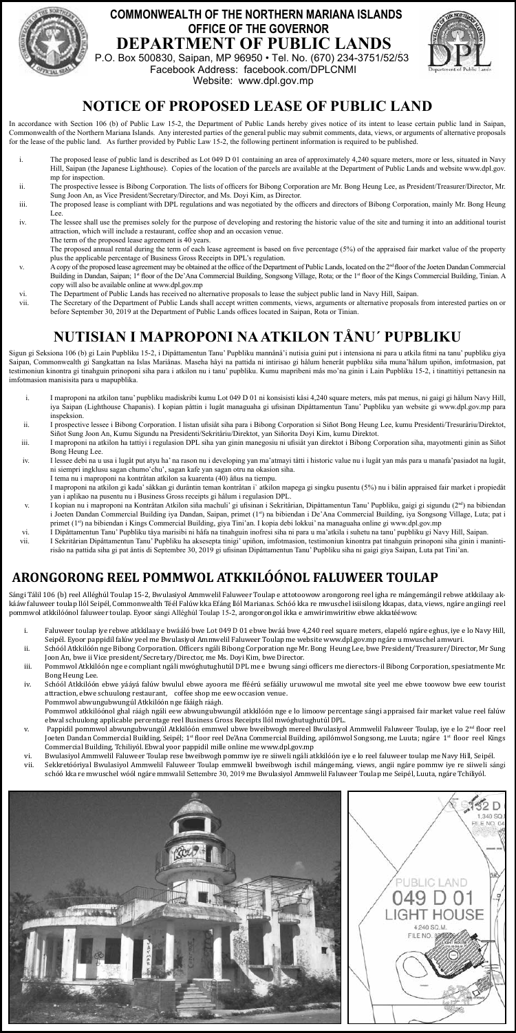**COMMONWEALTH OF THE NORTHERN MARIANA ISLANDS**
**OFFICE OF THE GOVERNOR**

# DEPARTMENT OF PUBLIC LANDS

P.O. Box 500830, Saipan, MP 96950 • Tel. No. (670) 234-3751/52/53
Facebook Address: facebook.com/DPLCNMI
Website: www.dpl.gov.mp

## NOTICE OF PROPOSED LEASE OF PUBLIC LAND

In accordance with Section 106 (b) of Public Law 15-2, the Department of Public Lands hereby gives notice of its intent to lease certain public land in Saipan, Commonwealth of the Northern Mariana Islands. Any interested parties of the general public may submit comments, data, views, or arguments of alternative proposals for the lease of the public land. As further provided by Public Law 15-2, the following pertinent information is required to be published.

i. The proposed lease of public land is described as Lot 049 D 01 containing an area of approximately 4,240 square meters, more or less, situated in Navy Hill, Saipan (the Japanese Lighthouse). Copies of the location of the parcels are available at the Department of Public Lands and website www.dpl.gov.mp for inspection.
ii. The prospective lessee is Bibong Corporation. The lists of officers for Bibong Corporation are Mr. Bong Heung Lee, as President/Treasurer/Director, Mr. Sung Joon An, as Vice President/Secretary/Director, and Ms. Doyi Kim, as Director.
iii. The proposed lease is compliant with DPL regulations and was negotiated by the officers and directors of Bibong Corporation, mainly Mr. Bong Heung Lee.
iv. The lessee shall use the premises solely for the purpose of developing and restoring the historic value of the site and turning it into an additional tourist attraction, which will include a restaurant, coffee shop and an occasion venue.
The term of the proposed lease agreement is 40 years.
The proposed annual rental during the term of each lease agreement is based on five percentage (5%) of the appraised fair market value of the property plus the applicable percentage of Business Gross Receipts in DPL's regulation.
v. A copy of the proposed lease agreement may be obtained at the office of the Department of Public Lands, located on the 2nd floor of the Joeten Dandan Commercial Building in Dandan, Saipan; 1st floor of the De'Ana Commercial Building, Songsong Village, Rota; or the 1st floor of the Kings Commercial Building, Tinian. A copy will also be available online at www.dpl.gov.mp
vi. The Department of Public Lands has received no alternative proposals to lease the subject public land in Navy Hill, Saipan.
vii. The Secretary of the Department of Public Lands shall accept written comments, views, arguments or alternative proposals from interested parties on or before September 30, 2019 at the Department of Public Lands offices located in Saipan, Rota or Tinian.

## NUTISIAN I MAPROPONI NA ATKILON TÅNU´ PUPBLIKU

Sigun gi Seksiona 106 (b) gi Lain Pupbliku 15-2, i Dipåttamentun Tanu' Pupbliku mannånå'i nutisia guini put i intensiona ni para u atkila fitmi na tanu' pupbliku giya Saipan, Commonwealth gi Sangkattan na Islas Mariånas. Maseha håyi na pattida ni intirisao gi hålum henerāt pupbliku siña muna'hålum upiñon, imfotmasion, pat testimoniun kinontra gi tinahguin prinoponi siha para i atkilon nu i tanu' pupbliku. Kumu mapribeni mås mo'na ginin i Lain Pupbliku 15-2, i tinattitiyi pettanesin na imfotmasion manisisita para u mapupblika.

i. I maproponi na atkilon tanu' pupbliku madiskribi kumu Lot 049 D 01 ni konsisisti kåsi 4,240 square meters, mås pat menus, ni gaigi gi hålum Navy Hill, iya Saipan (Lighthouse Chapanis). I kopian påttin i lugåt managuaha gi ufisinan Dipåttamentun Tanu' Pupbliku yan website gi www.dpl.gov.mp para inspeksion.
ii. I prospective lessee i Bibong Corporation. I listan ufisiåt siha para i Bibong Corporation si Siñot Bong Heung Lee, kumu Presidenti/Tresuråriu/Direktot, Siñot Sung Joon An, Kumu Sigundu na Presidenti/Sekritåriu/Direktot, yan Siñorita Doyi Kim, kumu Direktot.
iii. I maproponi na atkilon ha tattiyi i regulasion DPL siha yan ginin manegosiu ni ufisiåt yan direktot i Bibong Corporation siha, mayotmenti ginin as Siñot Bong Heung Lee.
iv. I lessee debi na u usa i lugåt put atyu ha' na rason nu i developing yan na'atmayi tåtti i historic value nu i lugåt yan mås para u manafa'pasiadot na lugåt, ni siempri ingklusu sagan chumo'chu', sagan kafe yan sagan otru na okasion siha.
I tema nu i maproponi na kontråtan atkilon sa kuarenta (40) åñus na tiempu.
I maproponi na atkilon gi kada' såkkan gi durāntin teman kontråtan i´ atkilon mapega gi singku pusentu (5%) nu i bålin appraised fair market i propiedåt yan i aplikao na pusentu nu i Business Gross receipts gi hålum i regulasion DPL.
v. I kopian nu i maproponi na Kontråtan Atkilon siña machuli' gi ufisinan i Sekritårian, Dipåttamentun Tanu' Pupbliku, gaigi gi sigundu (2nd) na bibiendan i Joeten Dandan Commercial Building iya Dandan, Saipan, primet (1st) na bibiendan i De'Ana Commercial Building, iya Songsong Village, Luta; pat i primet (1st) na bibiendan i Kings Commercial Building, giya Tini'an. I kopia debi lokkui' na managuaha online gi www.dpl.gov.mp
vi. I Dipåttamentun Tanu' Pupbliku tåya marisibi ni håfa na tinahguin inofresi siha ni para u ma'atkila i suhetu na tanu' pupbliku gi Navy Hill, Saipan.
vii. I Sekritårian Dipåttamentun Tanu' Pupbliku ha aksesepta tinigi' upiñon, imfotmasion, testimoniun kinontra pat tinahguin prinoponi siha ginin i manintirisåo na pattida siha gi pat åntis di Septembre 30, 2019 gi ufisinan Dipåttamentun Tanu' Pupbliku siha ni gaigi giya Saipan, Luta pat Tini'an.

## ARONGORONG REEL POMMWOL ATKKILÓÓNOL FALUWEER TOULAP

Sángi Tálil 106 (b) reel Alléghúl Toulap 15-2, Bwulasiyol Ammwelil Faluweer Toulap e attotoowow arongorong reel igha re mángemángil rebwe atkkilaay akkááw faluweer toulap llól Seipél, Commonwealth Téél Falúw kka Efáng llól Marianas. Schóó kka re mwuschel isiisilong kkapas, data, views, ngáre angiingi reel pommwol atkkilóónol faluweer toulap. Eyoor sángi Alléghúl Toulap 15-2, arongorongol ikka e amwirimwiritiw ebwe akkatééwow.

i. Faluweer toulap iye rebwe atkkilaay e bwááló bwe Lot 049 D 01 ebwe bwáá bwe 4,240 reel square meters, elapeló ngáre eghus, iye e lo Navy Hill, Seipél. Eyoor pappidil falúw yeel me Bwulasiyol Ammwelil Faluweer Toulap me website www.dpl.gov.mp ngáre a mwuschel amwuri.
ii. Schóól Atkkilóón nge Bibong Corporation. Officers ngáli Bibong Corporation nge Mr. Bong Heung Lee, bwe President/Treasurer/Director, Mr Sung Joon An, bwe ii Vice president/Secretary/Director, me Ms. Doyi Kim, bwe Director.
iii. Pommwol Atkkilóón nge e compliant ngáli mwóghutughutúl DPL me e bwung sángi officers me dierectors-il Bibong Corporation, spesiatmente Mr. Bong Heung Lee.
iv. Schóól Atkkilóón ebwe yááyá falúw bwulul ebwe ayoora me fféérú sefááliy uruwowul me mwotal site yeel me ebwe toowow bwe eew tourist attraction, ebwe schuulong restaurant, coffee shop me eew occasion venue.
Pommwol abwungubwungúl Atkkilóón nge fááigh ráágh.
Pommwol atkkilóónol ghal ráágh ngáli eew abwungubwungúl atkkilóón nge e lo limoow percentage sángi appraised fair market value reel falúw ebwal schuulong applicable percentage reel Business Gross Receipts llól mwóghutughutúl DPL.
v. Pappidil pommwol abwungubwungúl Atkkilóón emmwel ubwe bweibwogh mereel Bwulasiyol Ammwelil Faluweer Toulap, iye e lo 2nd floor reel Joeten Dandan Commercial Building, Seipél; 1st floor reel De'Ana Commercial Building, apilómwol Songsong, me Luuta; ngáre 1st floor reel Kings Commercial Building, Tchiliyól. Ebwal yoor pappidil mille online me www.dpl.gov.mp
vi. Bwulasiyol Ammwelil Faluweer Toulap rese bweibwogh pommw iye re siiweli ngáli atkkilóón iye e lo reel faluweer toulap me Navy Hill, Seipél.
vii. Sekkretóóriyal Bwulasiyol Ammwelil Faluweer Toulap emmwel bweibwogh ischil mángemáng, views, angii ngáre pommw iye re siiweli sángi schóó kka re mwuschel wóól ngáre mmwalil Settembre 30, 2019 me Bwulasiyol Ammwelil Faluweer Toulap me Seipél, Luuta, ngáre Tchiliyól.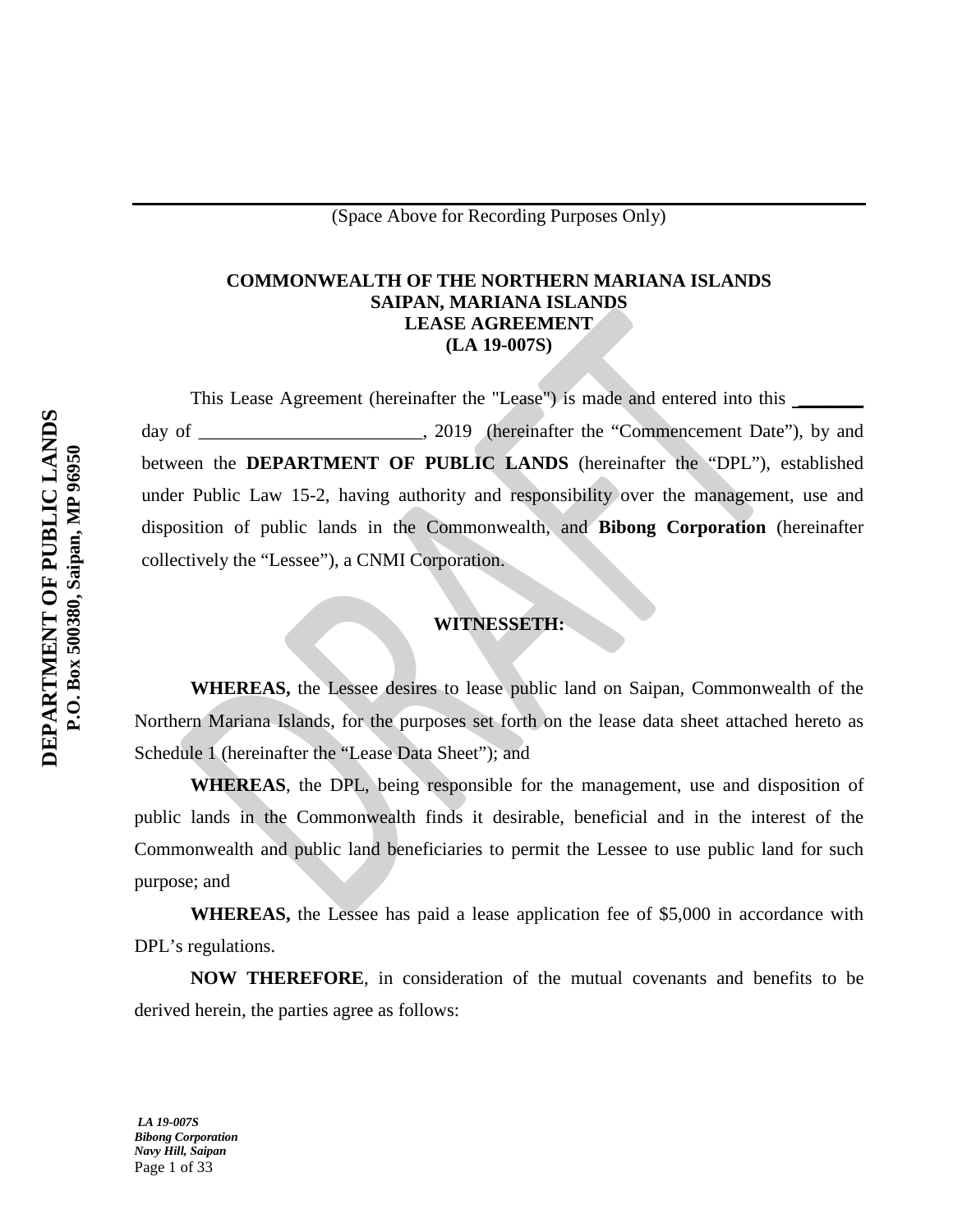(Space Above for Recording Purposes Only)

**COMMONWEALTH OF THE NORTHERN MARIANA ISLANDS**
**SAIPAN, MARIANA ISLANDS**
**LEASE AGREEMENT**
**(LA 19-007S)**

This Lease Agreement (hereinafter the "Lease") is made and entered into this _______ day of ________________________, 2019 (hereinafter the "Commencement Date"), by and between the **DEPARTMENT OF PUBLIC LANDS** (hereinafter the "DPL"), established under Public Law 15-2, having authority and responsibility over the management, use and disposition of public lands in the Commonwealth, and **Bibong Corporation** (hereinafter collectively the "Lessee"), a CNMI Corporation.

**WITNESSETH:**

**WHEREAS,** the Lessee desires to lease public land on Saipan, Commonwealth of the Northern Mariana Islands, for the purposes set forth on the lease data sheet attached hereto as Schedule 1 (hereinafter the "Lease Data Sheet"); and

**WHEREAS**, the DPL, being responsible for the management, use and disposition of public lands in the Commonwealth finds it desirable, beneficial and in the interest of the Commonwealth and public land beneficiaries to permit the Lessee to use public land for such purpose; and

**WHEREAS,** the Lessee has paid a lease application fee of $5,000 in accordance with DPL's regulations.

**NOW THEREFORE**, in consideration of the mutual covenants and benefits to be derived herein, the parties agree as follows: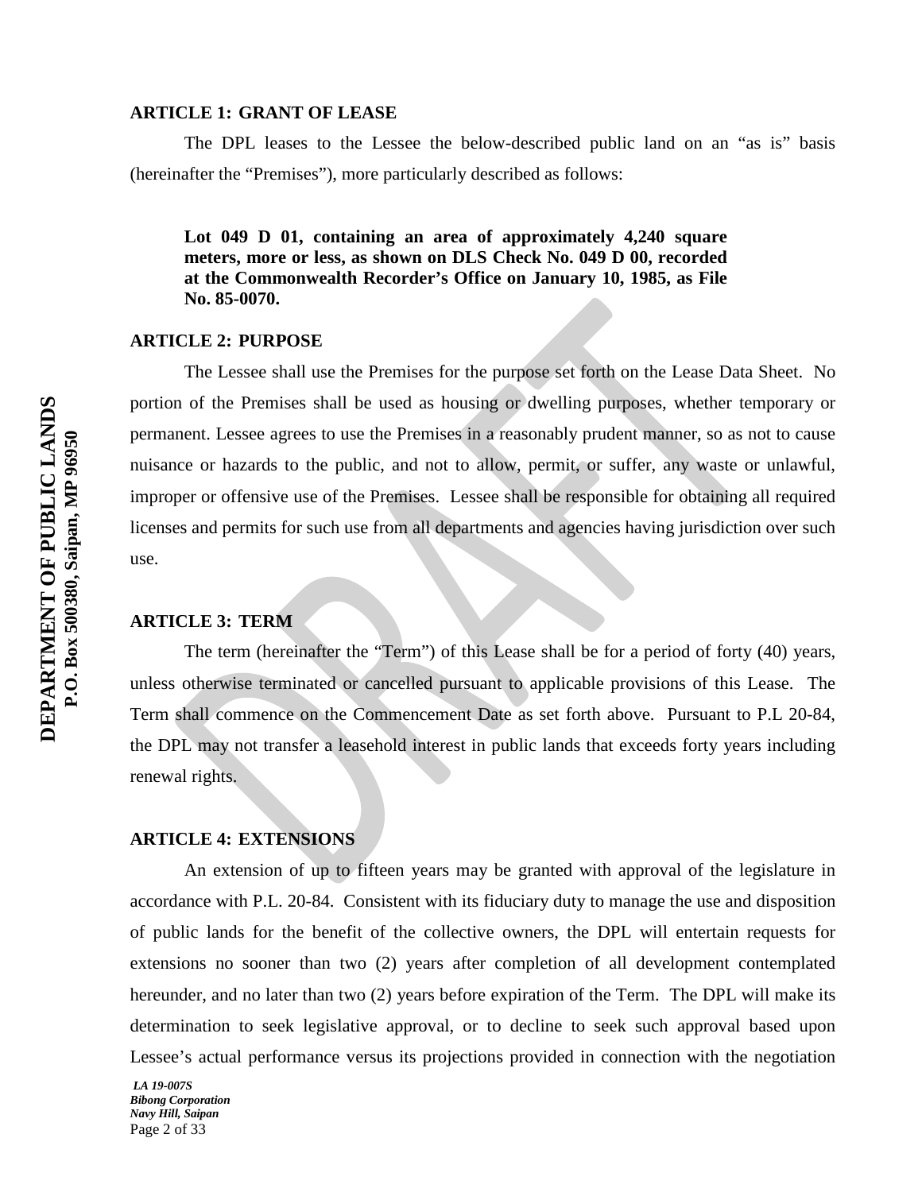**ARTICLE 1: GRANT OF LEASE**

The DPL leases to the Lessee the below-described public land on an "as is" basis (hereinafter the "Premises"), more particularly described as follows:

> **Lot 049 D 01, containing an area of approximately 4,240 square meters, more or less, as shown on DLS Check No. 049 D 00, recorded at the Commonwealth Recorder's Office on January 10, 1985, as File No. 85-0070.**

**ARTICLE 2: PURPOSE**

The Lessee shall use the Premises for the purpose set forth on the Lease Data Sheet. No portion of the Premises shall be used as housing or dwelling purposes, whether temporary or permanent. Lessee agrees to use the Premises in a reasonably prudent manner, so as not to cause nuisance or hazards to the public, and not to allow, permit, or suffer, any waste or unlawful, improper or offensive use of the Premises. Lessee shall be responsible for obtaining all required licenses and permits for such use from all departments and agencies having jurisdiction over such use.

**ARTICLE 3: TERM**

The term (hereinafter the "Term") of this Lease shall be for a period of forty (40) years, unless otherwise terminated or cancelled pursuant to applicable provisions of this Lease. The Term shall commence on the Commencement Date as set forth above. Pursuant to P.L 20-84, the DPL may not transfer a leasehold interest in public lands that exceeds forty years including renewal rights.

**ARTICLE 4: EXTENSIONS**

An extension of up to fifteen years may be granted with approval of the legislature in accordance with P.L. 20-84. Consistent with its fiduciary duty to manage the use and disposition of public lands for the benefit of the collective owners, the DPL will entertain requests for extensions no sooner than two (2) years after completion of all development contemplated hereunder, and no later than two (2) years before expiration of the Term. The DPL will make its determination to seek legislative approval, or to decline to seek such approval based upon Lessee's actual performance versus its projections provided in connection with the negotiation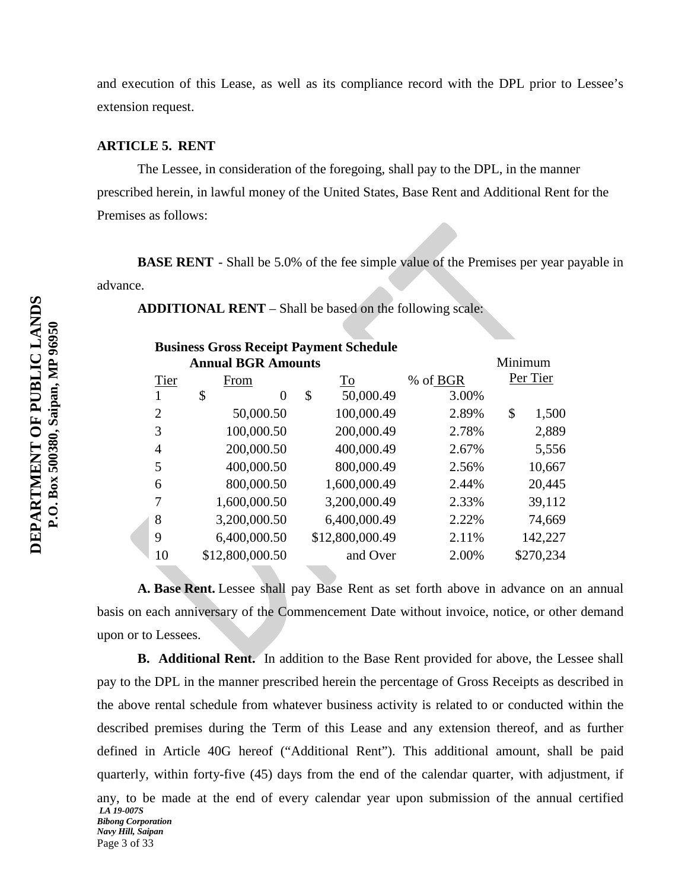and execution of this Lease, as well as its compliance record with the DPL prior to Lessee's extension request.

**ARTICLE 5. RENT**

The Lessee, in consideration of the foregoing, shall pay to the DPL, in the manner prescribed herein, in lawful money of the United States, Base Rent and Additional Rent for the Premises as follows:

**BASE RENT** - Shall be 5.0% of the fee simple value of the Premises per year payable in advance.

**ADDITIONAL RENT** – Shall be based on the following scale:

**Business Gross Receipt Payment Schedule**

| | **Annual BGR Amounts** | | | Minimum |
|---|---|---|---|---|
| Tier | From | To | % of BGR | Per Tier |
| 1 | $ 0 | $ 50,000.49 | 3.00% | |
| 2 | 50,000.50 | 100,000.49 | 2.89% | $ 1,500 |
| 3 | 100,000.50 | 200,000.49 | 2.78% | 2,889 |
| 4 | 200,000.50 | 400,000.49 | 2.67% | 5,556 |
| 5 | 400,000.50 | 800,000.49 | 2.56% | 10,667 |
| 6 | 800,000.50 | 1,600,000.49 | 2.44% | 20,445 |
| 7 | 1,600,000.50 | 3,200,000.49 | 2.33% | 39,112 |
| 8 | 3,200,000.50 | 6,400,000.49 | 2.22% | 74,669 |
| 9 | 6,400,000.50 | $12,800,000.49 | 2.11% | 142,227 |
| 10 | $12,800,000.50 | and Over | 2.00% | $270,234 |

**A. Base Rent.** Lessee shall pay Base Rent as set forth above in advance on an annual basis on each anniversary of the Commencement Date without invoice, notice, or other demand upon or to Lessees.

**B. Additional Rent.** In addition to the Base Rent provided for above, the Lessee shall pay to the DPL in the manner prescribed herein the percentage of Gross Receipts as described in the above rental schedule from whatever business activity is related to or conducted within the described premises during the Term of this Lease and any extension thereof, and as further defined in Article 40G hereof ("Additional Rent"). This additional amount, shall be paid quarterly, within forty-five (45) days from the end of the calendar quarter, with adjustment, if any, to be made at the end of every calendar year upon submission of the annual certified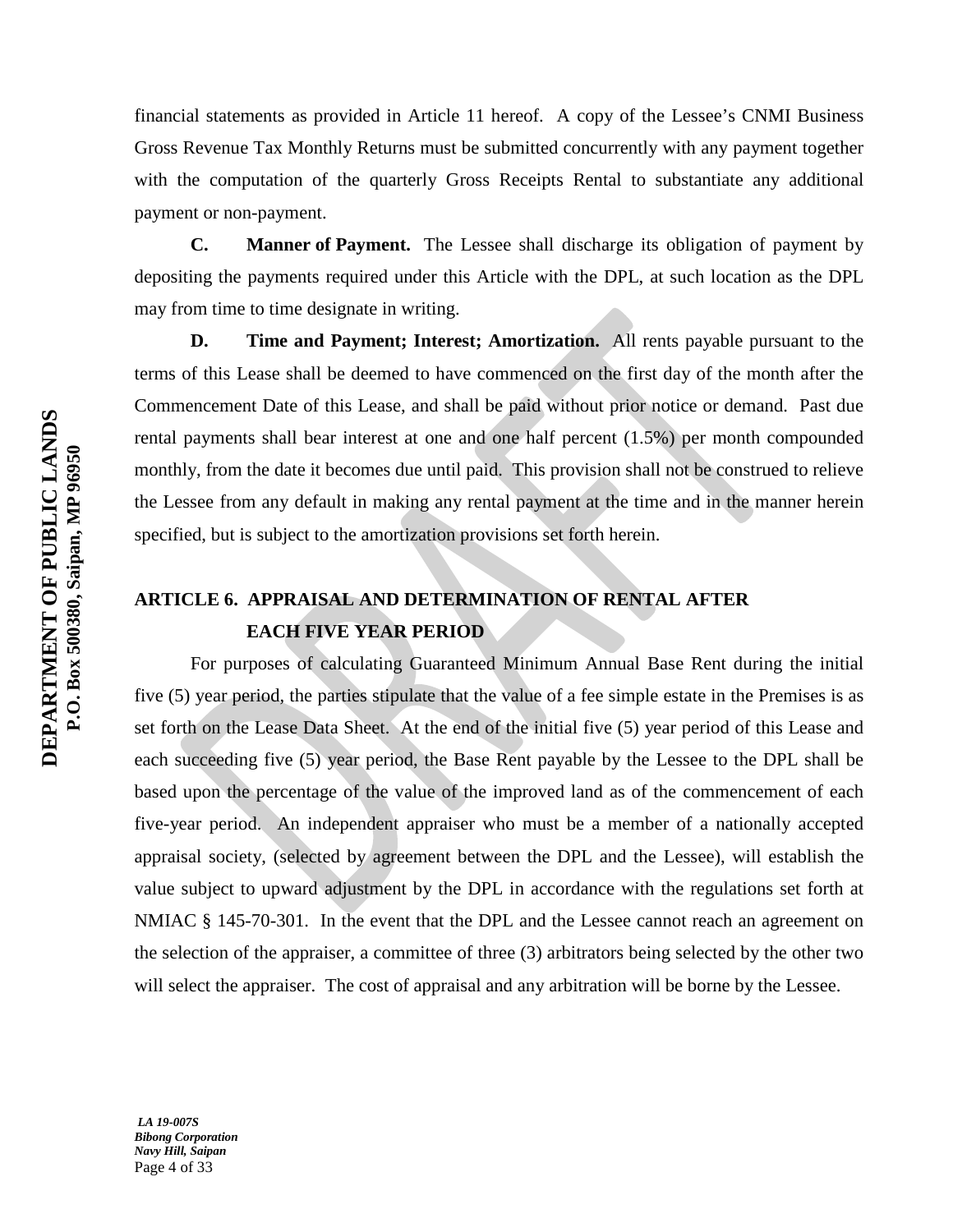financial statements as provided in Article 11 hereof. A copy of the Lessee's CNMI Business Gross Revenue Tax Monthly Returns must be submitted concurrently with any payment together with the computation of the quarterly Gross Receipts Rental to substantiate any additional payment or non-payment.

**C. Manner of Payment.** The Lessee shall discharge its obligation of payment by depositing the payments required under this Article with the DPL, at such location as the DPL may from time to time designate in writing.

**D. Time and Payment; Interest; Amortization.** All rents payable pursuant to the terms of this Lease shall be deemed to have commenced on the first day of the month after the Commencement Date of this Lease, and shall be paid without prior notice or demand. Past due rental payments shall bear interest at one and one half percent (1.5%) per month compounded monthly, from the date it becomes due until paid. This provision shall not be construed to relieve the Lessee from any default in making any rental payment at the time and in the manner herein specified, but is subject to the amortization provisions set forth herein.

## ARTICLE 6. APPRAISAL AND DETERMINATION OF RENTAL AFTER EACH FIVE YEAR PERIOD

For purposes of calculating Guaranteed Minimum Annual Base Rent during the initial five (5) year period, the parties stipulate that the value of a fee simple estate in the Premises is as set forth on the Lease Data Sheet. At the end of the initial five (5) year period of this Lease and each succeeding five (5) year period, the Base Rent payable by the Lessee to the DPL shall be based upon the percentage of the value of the improved land as of the commencement of each five-year period. An independent appraiser who must be a member of a nationally accepted appraisal society, (selected by agreement between the DPL and the Lessee), will establish the value subject to upward adjustment by the DPL in accordance with the regulations set forth at NMIAC § 145-70-301. In the event that the DPL and the Lessee cannot reach an agreement on the selection of the appraiser, a committee of three (3) arbitrators being selected by the other two will select the appraiser. The cost of appraisal and any arbitration will be borne by the Lessee.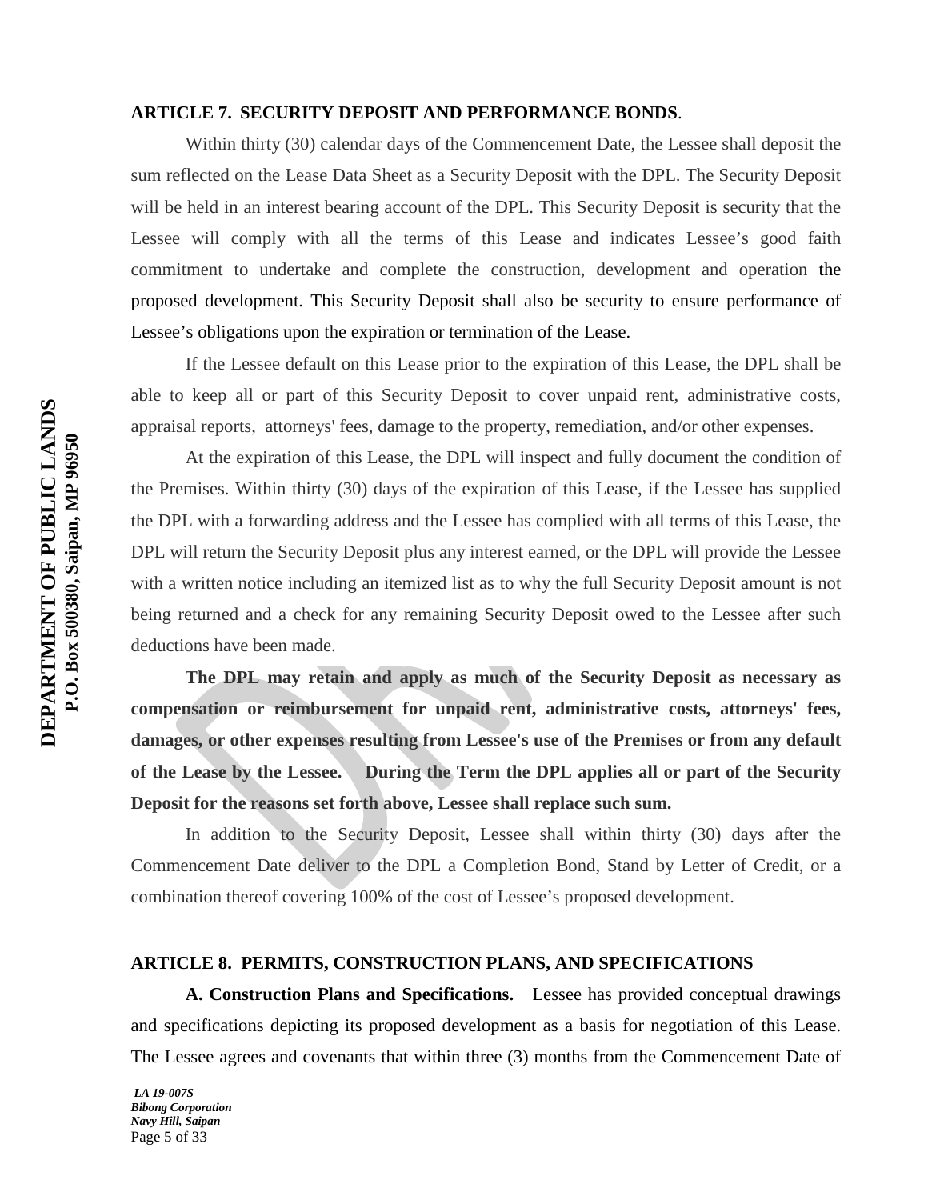## ARTICLE 7. SECURITY DEPOSIT AND PERFORMANCE BONDS.

Within thirty (30) calendar days of the Commencement Date, the Lessee shall deposit the sum reflected on the Lease Data Sheet as a Security Deposit with the DPL. The Security Deposit will be held in an interest bearing account of the DPL. This Security Deposit is security that the Lessee will comply with all the terms of this Lease and indicates Lessee's good faith commitment to undertake and complete the construction, development and operation the proposed development. This Security Deposit shall also be security to ensure performance of Lessee's obligations upon the expiration or termination of the Lease.

If the Lessee default on this Lease prior to the expiration of this Lease, the DPL shall be able to keep all or part of this Security Deposit to cover unpaid rent, administrative costs, appraisal reports, attorneys' fees, damage to the property, remediation, and/or other expenses.

At the expiration of this Lease, the DPL will inspect and fully document the condition of the Premises. Within thirty (30) days of the expiration of this Lease, if the Lessee has supplied the DPL with a forwarding address and the Lessee has complied with all terms of this Lease, the DPL will return the Security Deposit plus any interest earned, or the DPL will provide the Lessee with a written notice including an itemized list as to why the full Security Deposit amount is not being returned and a check for any remaining Security Deposit owed to the Lessee after such deductions have been made.

**The DPL may retain and apply as much of the Security Deposit as necessary as compensation or reimbursement for unpaid rent, administrative costs, attorneys' fees, damages, or other expenses resulting from Lessee's use of the Premises or from any default of the Lease by the Lessee. During the Term the DPL applies all or part of the Security Deposit for the reasons set forth above, Lessee shall replace such sum.**

In addition to the Security Deposit, Lessee shall within thirty (30) days after the Commencement Date deliver to the DPL a Completion Bond, Stand by Letter of Credit, or a combination thereof covering 100% of the cost of Lessee's proposed development.

## ARTICLE 8. PERMITS, CONSTRUCTION PLANS, AND SPECIFICATIONS

**A. Construction Plans and Specifications.** Lessee has provided conceptual drawings and specifications depicting its proposed development as a basis for negotiation of this Lease. The Lessee agrees and covenants that within three (3) months from the Commencement Date of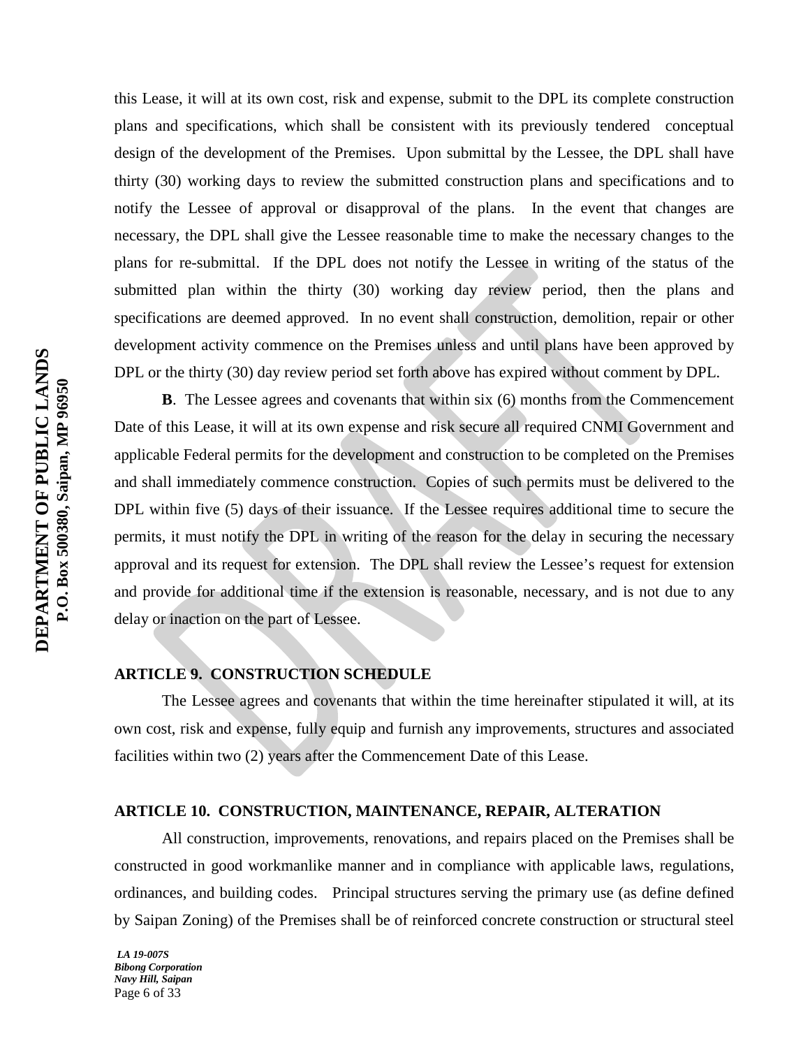this Lease, it will at its own cost, risk and expense, submit to the DPL its complete construction plans and specifications, which shall be consistent with its previously tendered conceptual design of the development of the Premises. Upon submittal by the Lessee, the DPL shall have thirty (30) working days to review the submitted construction plans and specifications and to notify the Lessee of approval or disapproval of the plans. In the event that changes are necessary, the DPL shall give the Lessee reasonable time to make the necessary changes to the plans for re-submittal. If the DPL does not notify the Lessee in writing of the status of the submitted plan within the thirty (30) working day review period, then the plans and specifications are deemed approved. In no event shall construction, demolition, repair or other development activity commence on the Premises unless and until plans have been approved by DPL or the thirty (30) day review period set forth above has expired without comment by DPL.

**B**. The Lessee agrees and covenants that within six (6) months from the Commencement Date of this Lease, it will at its own expense and risk secure all required CNMI Government and applicable Federal permits for the development and construction to be completed on the Premises and shall immediately commence construction. Copies of such permits must be delivered to the DPL within five (5) days of their issuance. If the Lessee requires additional time to secure the permits, it must notify the DPL in writing of the reason for the delay in securing the necessary approval and its request for extension. The DPL shall review the Lessee's request for extension and provide for additional time if the extension is reasonable, necessary, and is not due to any delay or inaction on the part of Lessee.

**ARTICLE 9. CONSTRUCTION SCHEDULE**

The Lessee agrees and covenants that within the time hereinafter stipulated it will, at its own cost, risk and expense, fully equip and furnish any improvements, structures and associated facilities within two (2) years after the Commencement Date of this Lease.

**ARTICLE 10. CONSTRUCTION, MAINTENANCE, REPAIR, ALTERATION**

All construction, improvements, renovations, and repairs placed on the Premises shall be constructed in good workmanlike manner and in compliance with applicable laws, regulations, ordinances, and building codes. Principal structures serving the primary use (as define defined by Saipan Zoning) of the Premises shall be of reinforced concrete construction or structural steel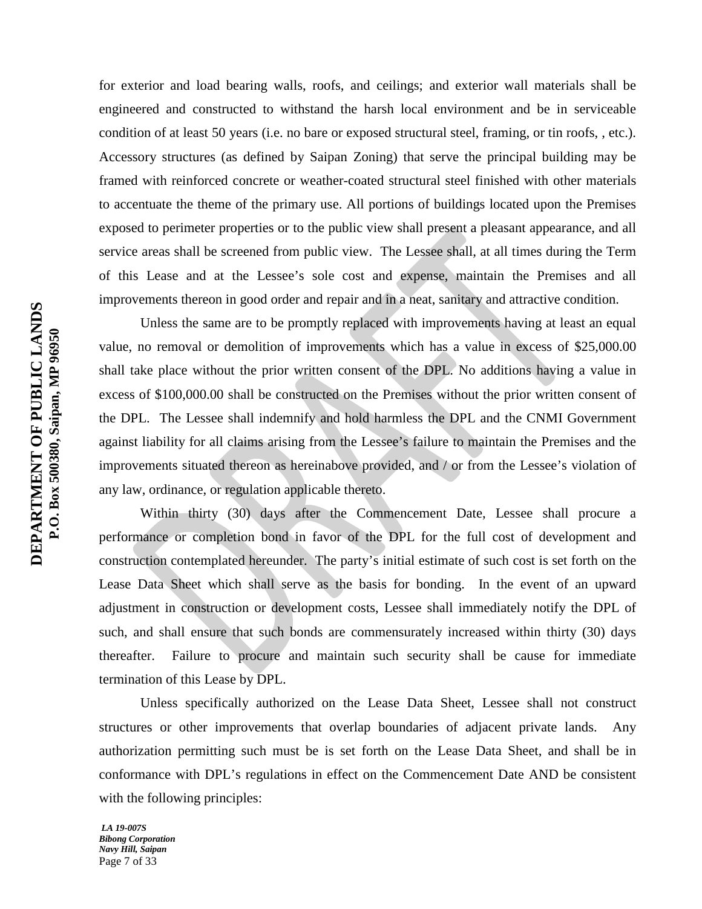for exterior and load bearing walls, roofs, and ceilings; and exterior wall materials shall be engineered and constructed to withstand the harsh local environment and be in serviceable condition of at least 50 years (i.e. no bare or exposed structural steel, framing, or tin roofs, , etc.). Accessory structures (as defined by Saipan Zoning) that serve the principal building may be framed with reinforced concrete or weather-coated structural steel finished with other materials to accentuate the theme of the primary use. All portions of buildings located upon the Premises exposed to perimeter properties or to the public view shall present a pleasant appearance, and all service areas shall be screened from public view. The Lessee shall, at all times during the Term of this Lease and at the Lessee's sole cost and expense, maintain the Premises and all improvements thereon in good order and repair and in a neat, sanitary and attractive condition.

Unless the same are to be promptly replaced with improvements having at least an equal value, no removal or demolition of improvements which has a value in excess of $25,000.00 shall take place without the prior written consent of the DPL. No additions having a value in excess of $100,000.00 shall be constructed on the Premises without the prior written consent of the DPL. The Lessee shall indemnify and hold harmless the DPL and the CNMI Government against liability for all claims arising from the Lessee's failure to maintain the Premises and the improvements situated thereon as hereinabove provided, and / or from the Lessee's violation of any law, ordinance, or regulation applicable thereto.

Within thirty (30) days after the Commencement Date, Lessee shall procure a performance or completion bond in favor of the DPL for the full cost of development and construction contemplated hereunder. The party's initial estimate of such cost is set forth on the Lease Data Sheet which shall serve as the basis for bonding. In the event of an upward adjustment in construction or development costs, Lessee shall immediately notify the DPL of such, and shall ensure that such bonds are commensurately increased within thirty (30) days thereafter. Failure to procure and maintain such security shall be cause for immediate termination of this Lease by DPL.

Unless specifically authorized on the Lease Data Sheet, Lessee shall not construct structures or other improvements that overlap boundaries of adjacent private lands. Any authorization permitting such must be is set forth on the Lease Data Sheet, and shall be in conformance with DPL's regulations in effect on the Commencement Date AND be consistent with the following principles: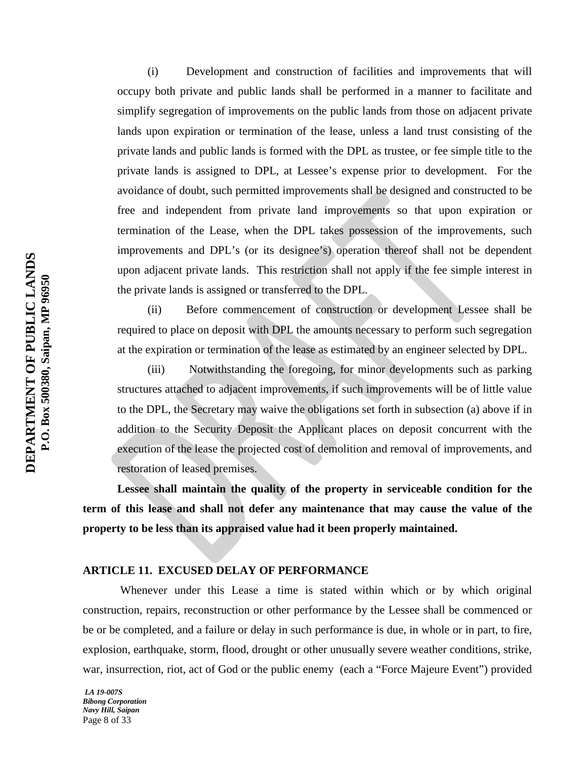(i) Development and construction of facilities and improvements that will occupy both private and public lands shall be performed in a manner to facilitate and simplify segregation of improvements on the public lands from those on adjacent private lands upon expiration or termination of the lease, unless a land trust consisting of the private lands and public lands is formed with the DPL as trustee, or fee simple title to the private lands is assigned to DPL, at Lessee's expense prior to development. For the avoidance of doubt, such permitted improvements shall be designed and constructed to be free and independent from private land improvements so that upon expiration or termination of the Lease, when the DPL takes possession of the improvements, such improvements and DPL's (or its designee's) operation thereof shall not be dependent upon adjacent private lands. This restriction shall not apply if the fee simple interest in the private lands is assigned or transferred to the DPL.

(ii) Before commencement of construction or development Lessee shall be required to place on deposit with DPL the amounts necessary to perform such segregation at the expiration or termination of the lease as estimated by an engineer selected by DPL.

(iii) Notwithstanding the foregoing, for minor developments such as parking structures attached to adjacent improvements, if such improvements will be of little value to the DPL, the Secretary may waive the obligations set forth in subsection (a) above if in addition to the Security Deposit the Applicant places on deposit concurrent with the execution of the lease the projected cost of demolition and removal of improvements, and restoration of leased premises.

**Lessee shall maintain the quality of the property in serviceable condition for the term of this lease and shall not defer any maintenance that may cause the value of the property to be less than its appraised value had it been properly maintained.**

## ARTICLE 11. EXCUSED DELAY OF PERFORMANCE

Whenever under this Lease a time is stated within which or by which original construction, repairs, reconstruction or other performance by the Lessee shall be commenced or be or be completed, and a failure or delay in such performance is due, in whole or in part, to fire, explosion, earthquake, storm, flood, drought or other unusually severe weather conditions, strike, war, insurrection, riot, act of God or the public enemy (each a "Force Majeure Event") provided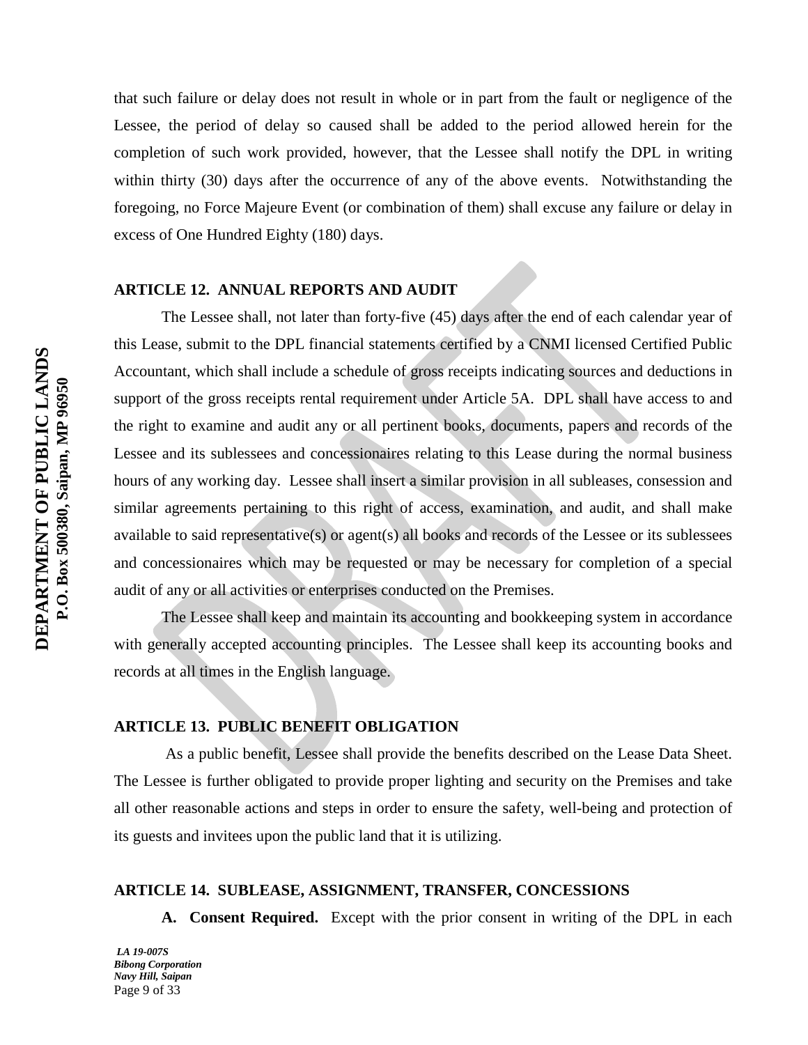that such failure or delay does not result in whole or in part from the fault or negligence of the Lessee, the period of delay so caused shall be added to the period allowed herein for the completion of such work provided, however, that the Lessee shall notify the DPL in writing within thirty (30) days after the occurrence of any of the above events. Notwithstanding the foregoing, no Force Majeure Event (or combination of them) shall excuse any failure or delay in excess of One Hundred Eighty (180) days.

### ARTICLE 12. ANNUAL REPORTS AND AUDIT

The Lessee shall, not later than forty-five (45) days after the end of each calendar year of this Lease, submit to the DPL financial statements certified by a CNMI licensed Certified Public Accountant, which shall include a schedule of gross receipts indicating sources and deductions in support of the gross receipts rental requirement under Article 5A. DPL shall have access to and the right to examine and audit any or all pertinent books, documents, papers and records of the Lessee and its sublessees and concessionaires relating to this Lease during the normal business hours of any working day. Lessee shall insert a similar provision in all subleases, consession and similar agreements pertaining to this right of access, examination, and audit, and shall make available to said representative(s) or agent(s) all books and records of the Lessee or its sublessees and concessionaires which may be requested or may be necessary for completion of a special audit of any or all activities or enterprises conducted on the Premises.

The Lessee shall keep and maintain its accounting and bookkeeping system in accordance with generally accepted accounting principles. The Lessee shall keep its accounting books and records at all times in the English language.

### ARTICLE 13. PUBLIC BENEFIT OBLIGATION

As a public benefit, Lessee shall provide the benefits described on the Lease Data Sheet. The Lessee is further obligated to provide proper lighting and security on the Premises and take all other reasonable actions and steps in order to ensure the safety, well-being and protection of its guests and invitees upon the public land that it is utilizing.

### ARTICLE 14. SUBLEASE, ASSIGNMENT, TRANSFER, CONCESSIONS

**A. Consent Required.** Except with the prior consent in writing of the DPL in each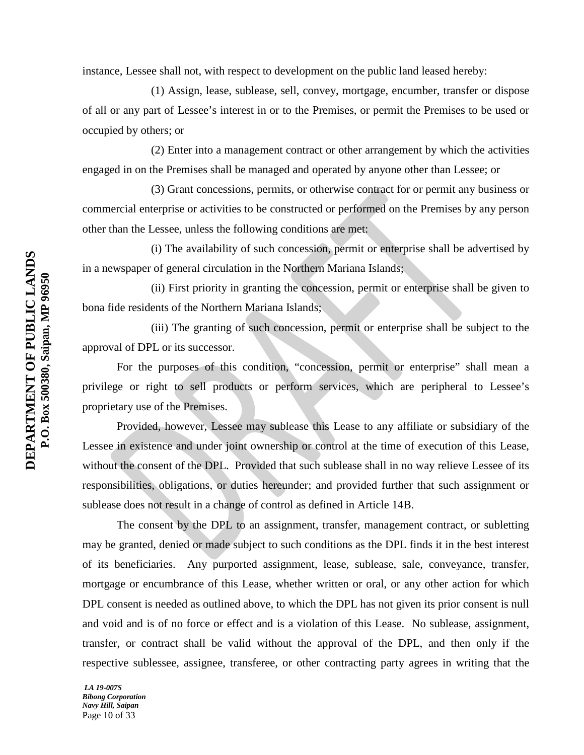instance, Lessee shall not, with respect to development on the public land leased hereby:

(1) Assign, lease, sublease, sell, convey, mortgage, encumber, transfer or dispose of all or any part of Lessee's interest in or to the Premises, or permit the Premises to be used or occupied by others; or

(2) Enter into a management contract or other arrangement by which the activities engaged in on the Premises shall be managed and operated by anyone other than Lessee; or

(3) Grant concessions, permits, or otherwise contract for or permit any business or commercial enterprise or activities to be constructed or performed on the Premises by any person other than the Lessee, unless the following conditions are met:

(i) The availability of such concession, permit or enterprise shall be advertised by in a newspaper of general circulation in the Northern Mariana Islands;

(ii) First priority in granting the concession, permit or enterprise shall be given to bona fide residents of the Northern Mariana Islands;

(iii) The granting of such concession, permit or enterprise shall be subject to the approval of DPL or its successor.

For the purposes of this condition, "concession, permit or enterprise" shall mean a privilege or right to sell products or perform services, which are peripheral to Lessee's proprietary use of the Premises.

Provided, however, Lessee may sublease this Lease to any affiliate or subsidiary of the Lessee in existence and under joint ownership or control at the time of execution of this Lease, without the consent of the DPL. Provided that such sublease shall in no way relieve Lessee of its responsibilities, obligations, or duties hereunder; and provided further that such assignment or sublease does not result in a change of control as defined in Article 14B.

The consent by the DPL to an assignment, transfer, management contract, or subletting may be granted, denied or made subject to such conditions as the DPL finds it in the best interest of its beneficiaries. Any purported assignment, lease, sublease, sale, conveyance, transfer, mortgage or encumbrance of this Lease, whether written or oral, or any other action for which DPL consent is needed as outlined above, to which the DPL has not given its prior consent is null and void and is of no force or effect and is a violation of this Lease. No sublease, assignment, transfer, or contract shall be valid without the approval of the DPL, and then only if the respective sublessee, assignee, transferee, or other contracting party agrees in writing that the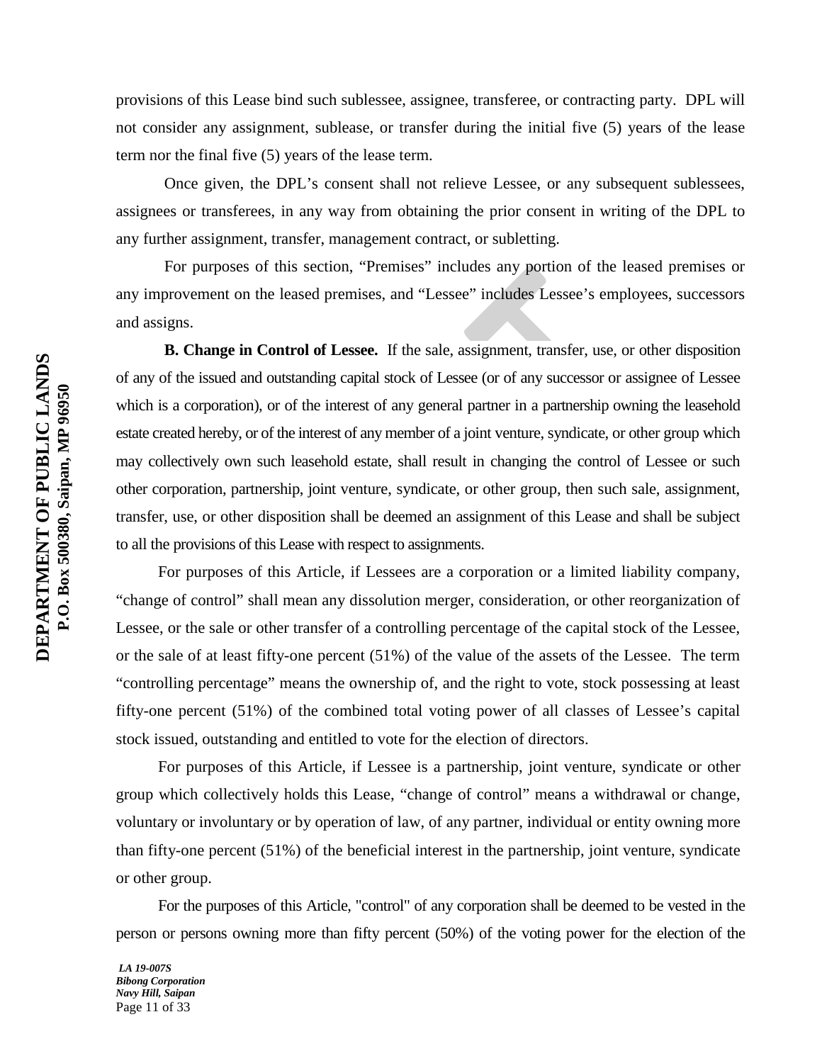provisions of this Lease bind such sublessee, assignee, transferee, or contracting party. DPL will not consider any assignment, sublease, or transfer during the initial five (5) years of the lease term nor the final five (5) years of the lease term.

Once given, the DPL's consent shall not relieve Lessee, or any subsequent sublessees, assignees or transferees, in any way from obtaining the prior consent in writing of the DPL to any further assignment, transfer, management contract, or subletting.

For purposes of this section, "Premises" includes any portion of the leased premises or any improvement on the leased premises, and "Lessee" includes Lessee's employees, successors and assigns.

**B. Change in Control of Lessee.** If the sale, assignment, transfer, use, or other disposition of any of the issued and outstanding capital stock of Lessee (or of any successor or assignee of Lessee which is a corporation), or of the interest of any general partner in a partnership owning the leasehold estate created hereby, or of the interest of any member of a joint venture, syndicate, or other group which may collectively own such leasehold estate, shall result in changing the control of Lessee or such other corporation, partnership, joint venture, syndicate, or other group, then such sale, assignment, transfer, use, or other disposition shall be deemed an assignment of this Lease and shall be subject to all the provisions of this Lease with respect to assignments.

For purposes of this Article, if Lessees are a corporation or a limited liability company, "change of control" shall mean any dissolution merger, consideration, or other reorganization of Lessee, or the sale or other transfer of a controlling percentage of the capital stock of the Lessee, or the sale of at least fifty-one percent (51%) of the value of the assets of the Lessee. The term "controlling percentage" means the ownership of, and the right to vote, stock possessing at least fifty-one percent (51%) of the combined total voting power of all classes of Lessee's capital stock issued, outstanding and entitled to vote for the election of directors.

For purposes of this Article, if Lessee is a partnership, joint venture, syndicate or other group which collectively holds this Lease, "change of control" means a withdrawal or change, voluntary or involuntary or by operation of law, of any partner, individual or entity owning more than fifty-one percent (51%) of the beneficial interest in the partnership, joint venture, syndicate or other group.

For the purposes of this Article, "control" of any corporation shall be deemed to be vested in the person or persons owning more than fifty percent (50%) of the voting power for the election of the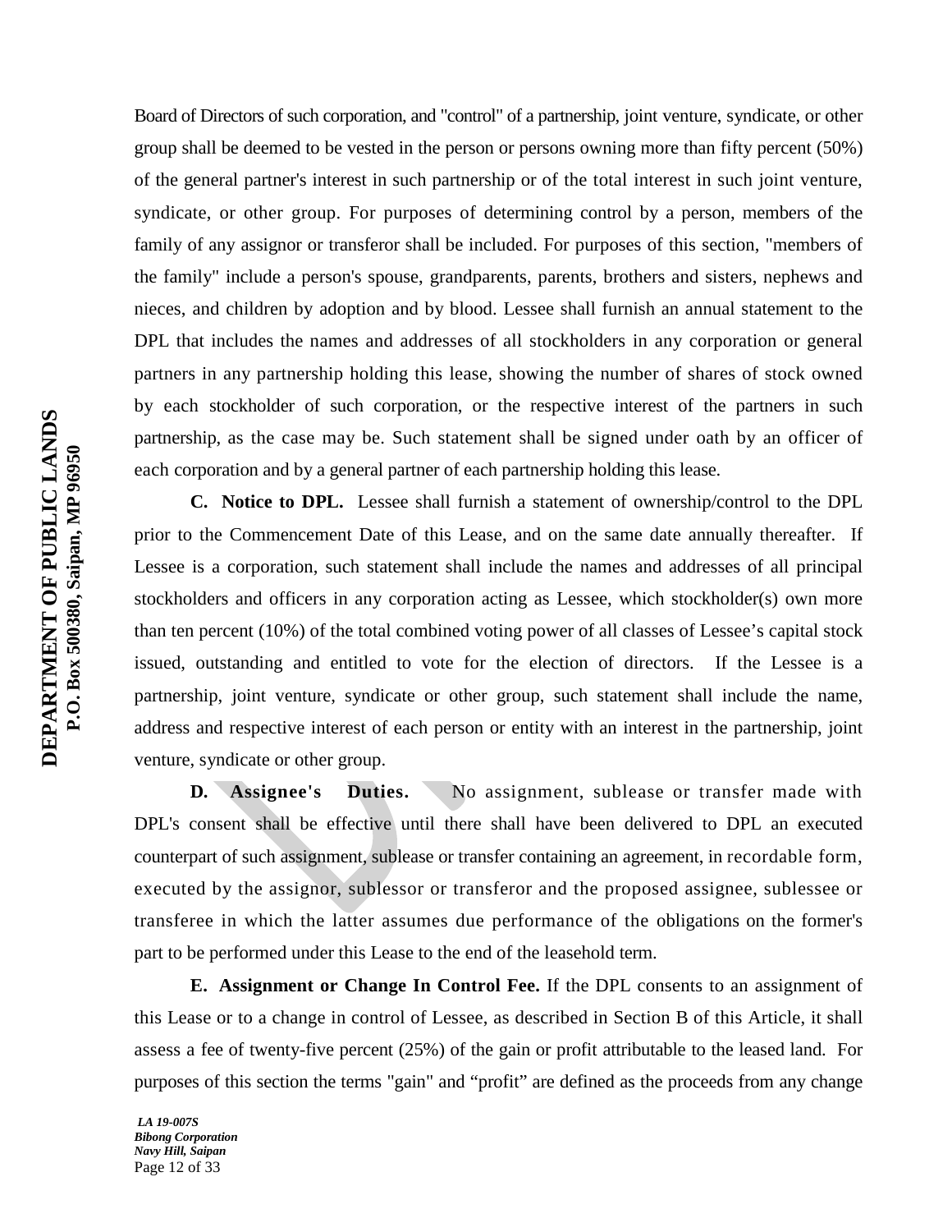Board of Directors of such corporation, and "control" of a partnership, joint venture, syndicate, or other group shall be deemed to be vested in the person or persons owning more than fifty percent (50%) of the general partner's interest in such partnership or of the total interest in such joint venture, syndicate, or other group. For purposes of determining control by a person, members of the family of any assignor or transferor shall be included. For purposes of this section, "members of the family" include a person's spouse, grandparents, parents, brothers and sisters, nephews and nieces, and children by adoption and by blood. Lessee shall furnish an annual statement to the DPL that includes the names and addresses of all stockholders in any corporation or general partners in any partnership holding this lease, showing the number of shares of stock owned by each stockholder of such corporation, or the respective interest of the partners in such partnership, as the case may be. Such statement shall be signed under oath by an officer of each corporation and by a general partner of each partnership holding this lease.

**C. Notice to DPL.** Lessee shall furnish a statement of ownership/control to the DPL prior to the Commencement Date of this Lease, and on the same date annually thereafter. If Lessee is a corporation, such statement shall include the names and addresses of all principal stockholders and officers in any corporation acting as Lessee, which stockholder(s) own more than ten percent (10%) of the total combined voting power of all classes of Lessee's capital stock issued, outstanding and entitled to vote for the election of directors. If the Lessee is a partnership, joint venture, syndicate or other group, such statement shall include the name, address and respective interest of each person or entity with an interest in the partnership, joint venture, syndicate or other group.

**D. Assignee's Duties.** No assignment, sublease or transfer made with DPL's consent shall be effective until there shall have been delivered to DPL an executed counterpart of such assignment, sublease or transfer containing an agreement, in recordable form, executed by the assignor, sublessor or transferor and the proposed assignee, sublessee or transferee in which the latter assumes due performance of the obligations on the former's part to be performed under this Lease to the end of the leasehold term.

**E. Assignment or Change In Control Fee.** If the DPL consents to an assignment of this Lease or to a change in control of Lessee, as described in Section B of this Article, it shall assess a fee of twenty-five percent (25%) of the gain or profit attributable to the leased land. For purposes of this section the terms "gain" and "profit" are defined as the proceeds from any change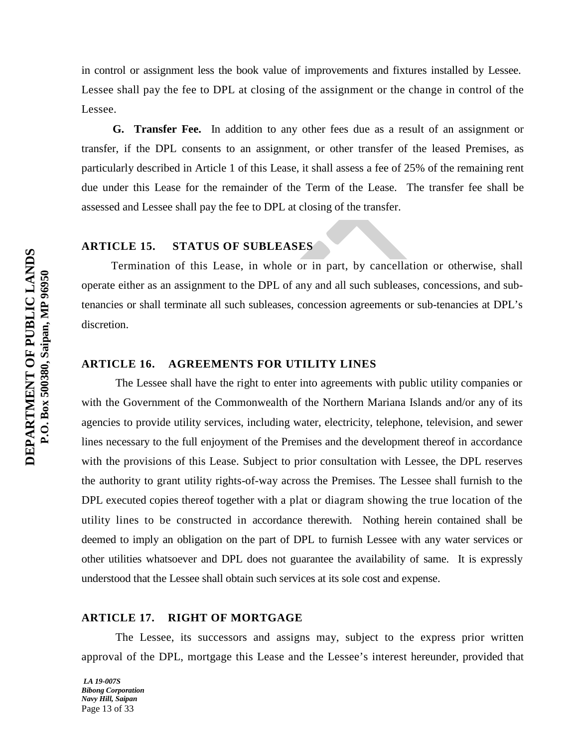in control or assignment less the book value of improvements and fixtures installed by Lessee. Lessee shall pay the fee to DPL at closing of the assignment or the change in control of the Lessee.

**G. Transfer Fee.** In addition to any other fees due as a result of an assignment or transfer, if the DPL consents to an assignment, or other transfer of the leased Premises, as particularly described in Article 1 of this Lease, it shall assess a fee of 25% of the remaining rent due under this Lease for the remainder of the Term of the Lease. The transfer fee shall be assessed and Lessee shall pay the fee to DPL at closing of the transfer.

## ARTICLE 15. STATUS OF SUBLEASES

Termination of this Lease, in whole or in part, by cancellation or otherwise, shall operate either as an assignment to the DPL of any and all such subleases, concessions, and sub-tenancies or shall terminate all such subleases, concession agreements or sub-tenancies at DPL's discretion.

## ARTICLE 16. AGREEMENTS FOR UTILITY LINES

The Lessee shall have the right to enter into agreements with public utility companies or with the Government of the Commonwealth of the Northern Mariana Islands and/or any of its agencies to provide utility services, including water, electricity, telephone, television, and sewer lines necessary to the full enjoyment of the Premises and the development thereof in accordance with the provisions of this Lease. Subject to prior consultation with Lessee, the DPL reserves the authority to grant utility rights-of-way across the Premises. The Lessee shall furnish to the DPL executed copies thereof together with a plat or diagram showing the true location of the utility lines to be constructed in accordance therewith. Nothing herein contained shall be deemed to imply an obligation on the part of DPL to furnish Lessee with any water services or other utilities whatsoever and DPL does not guarantee the availability of same. It is expressly understood that the Lessee shall obtain such services at its sole cost and expense.

## ARTICLE 17. RIGHT OF MORTGAGE

The Lessee, its successors and assigns may, subject to the express prior written approval of the DPL, mortgage this Lease and the Lessee's interest hereunder, provided that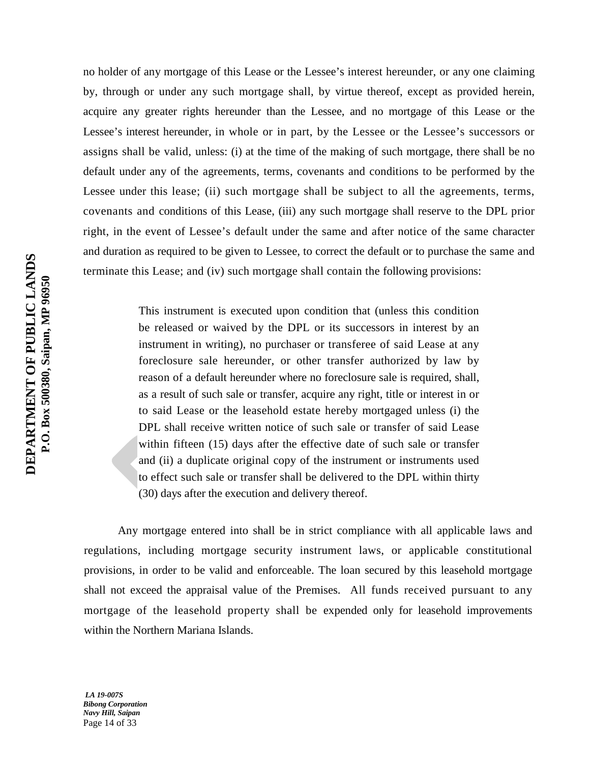no holder of any mortgage of this Lease or the Lessee's interest hereunder, or any one claiming by, through or under any such mortgage shall, by virtue thereof, except as provided herein, acquire any greater rights hereunder than the Lessee, and no mortgage of this Lease or the Lessee's interest hereunder, in whole or in part, by the Lessee or the Lessee's successors or assigns shall be valid, unless: (i) at the time of the making of such mortgage, there shall be no default under any of the agreements, terms, covenants and conditions to be performed by the Lessee under this lease; (ii) such mortgage shall be subject to all the agreements, terms, covenants and conditions of this Lease, (iii) any such mortgage shall reserve to the DPL prior right, in the event of Lessee's default under the same and after notice of the same character and duration as required to be given to Lessee, to correct the default or to purchase the same and terminate this Lease; and (iv) such mortgage shall contain the following provisions:

> This instrument is executed upon condition that (unless this condition be released or waived by the DPL or its successors in interest by an instrument in writing), no purchaser or transferee of said Lease at any foreclosure sale hereunder, or other transfer authorized by law by reason of a default hereunder where no foreclosure sale is required, shall, as a result of such sale or transfer, acquire any right, title or interest in or to said Lease or the leasehold estate hereby mortgaged unless (i) the DPL shall receive written notice of such sale or transfer of said Lease within fifteen (15) days after the effective date of such sale or transfer and (ii) a duplicate original copy of the instrument or instruments used to effect such sale or transfer shall be delivered to the DPL within thirty (30) days after the execution and delivery thereof.

Any mortgage entered into shall be in strict compliance with all applicable laws and regulations, including mortgage security instrument laws, or applicable constitutional provisions, in order to be valid and enforceable. The loan secured by this leasehold mortgage shall not exceed the appraisal value of the Premises. All funds received pursuant to any mortgage of the leasehold property shall be expended only for leasehold improvements within the Northern Mariana Islands.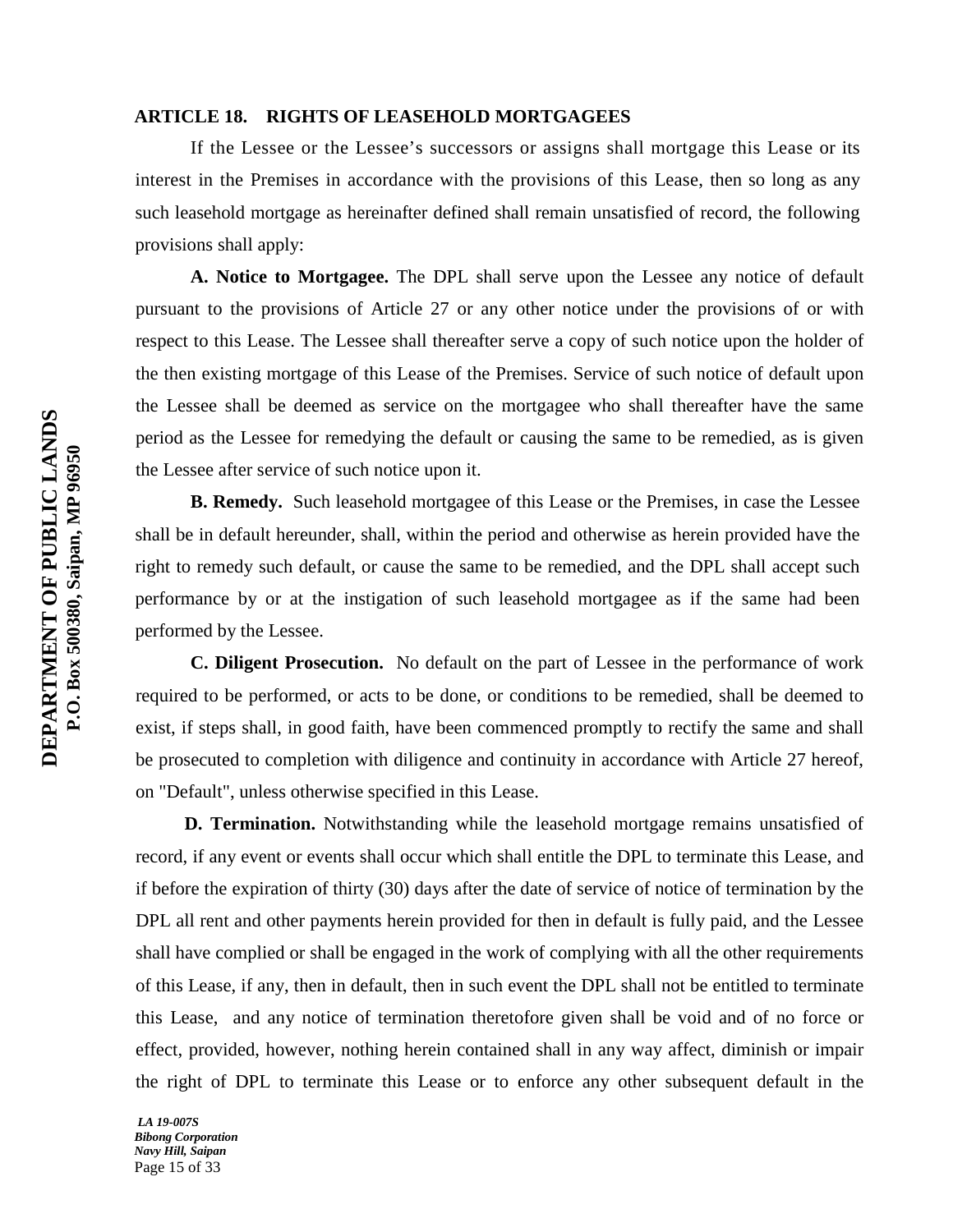## ARTICLE 18. RIGHTS OF LEASEHOLD MORTGAGEES

If the Lessee or the Lessee's successors or assigns shall mortgage this Lease or its interest in the Premises in accordance with the provisions of this Lease, then so long as any such leasehold mortgage as hereinafter defined shall remain unsatisfied of record, the following provisions shall apply:

**A. Notice to Mortgagee.** The DPL shall serve upon the Lessee any notice of default pursuant to the provisions of Article 27 or any other notice under the provisions of or with respect to this Lease. The Lessee shall thereafter serve a copy of such notice upon the holder of the then existing mortgage of this Lease of the Premises. Service of such notice of default upon the Lessee shall be deemed as service on the mortgagee who shall thereafter have the same period as the Lessee for remedying the default or causing the same to be remedied, as is given the Lessee after service of such notice upon it.

**B. Remedy.** Such leasehold mortgagee of this Lease or the Premises, in case the Lessee shall be in default hereunder, shall, within the period and otherwise as herein provided have the right to remedy such default, or cause the same to be remedied, and the DPL shall accept such performance by or at the instigation of such leasehold mortgagee as if the same had been performed by the Lessee.

**C. Diligent Prosecution.** No default on the part of Lessee in the performance of work required to be performed, or acts to be done, or conditions to be remedied, shall be deemed to exist, if steps shall, in good faith, have been commenced promptly to rectify the same and shall be prosecuted to completion with diligence and continuity in accordance with Article 27 hereof, on "Default", unless otherwise specified in this Lease.

**D. Termination.** Notwithstanding while the leasehold mortgage remains unsatisfied of record, if any event or events shall occur which shall entitle the DPL to terminate this Lease, and if before the expiration of thirty (30) days after the date of service of notice of termination by the DPL all rent and other payments herein provided for then in default is fully paid, and the Lessee shall have complied or shall be engaged in the work of complying with all the other requirements of this Lease, if any, then in default, then in such event the DPL shall not be entitled to terminate this Lease, and any notice of termination theretofore given shall be void and of no force or effect, provided, however, nothing herein contained shall in any way affect, diminish or impair the right of DPL to terminate this Lease or to enforce any other subsequent default in the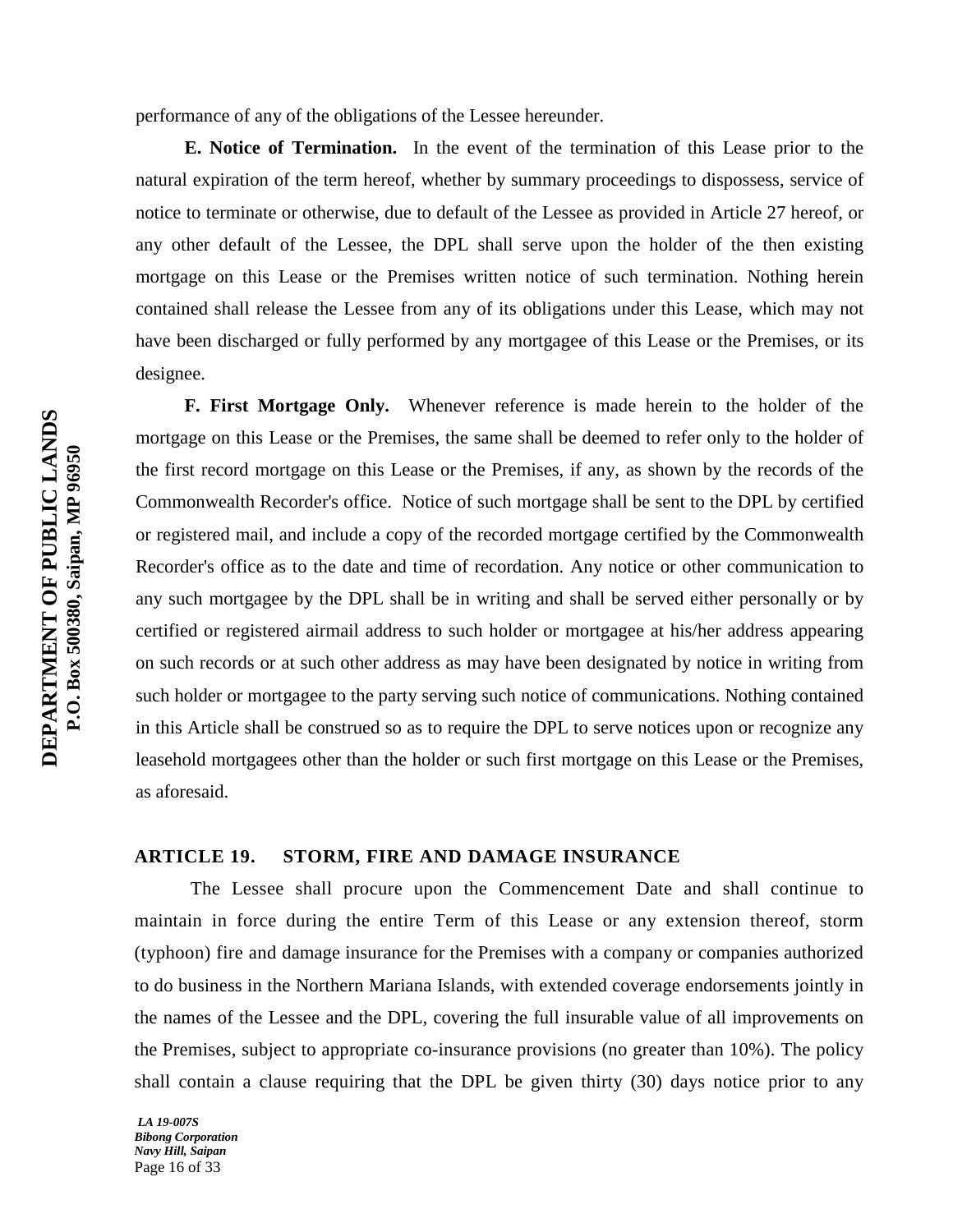performance of any of the obligations of the Lessee hereunder.

**E. Notice of Termination.** In the event of the termination of this Lease prior to the natural expiration of the term hereof, whether by summary proceedings to dispossess, service of notice to terminate or otherwise, due to default of the Lessee as provided in Article 27 hereof, or any other default of the Lessee, the DPL shall serve upon the holder of the then existing mortgage on this Lease or the Premises written notice of such termination. Nothing herein contained shall release the Lessee from any of its obligations under this Lease, which may not have been discharged or fully performed by any mortgagee of this Lease or the Premises, or its designee.

**F. First Mortgage Only.** Whenever reference is made herein to the holder of the mortgage on this Lease or the Premises, the same shall be deemed to refer only to the holder of the first record mortgage on this Lease or the Premises, if any, as shown by the records of the Commonwealth Recorder's office. Notice of such mortgage shall be sent to the DPL by certified or registered mail, and include a copy of the recorded mortgage certified by the Commonwealth Recorder's office as to the date and time of recordation. Any notice or other communication to any such mortgagee by the DPL shall be in writing and shall be served either personally or by certified or registered airmail address to such holder or mortgagee at his/her address appearing on such records or at such other address as may have been designated by notice in writing from such holder or mortgagee to the party serving such notice of communications. Nothing contained in this Article shall be construed so as to require the DPL to serve notices upon or recognize any leasehold mortgagees other than the holder or such first mortgage on this Lease or the Premises, as aforesaid.

## ARTICLE 19. STORM, FIRE AND DAMAGE INSURANCE

The Lessee shall procure upon the Commencement Date and shall continue to maintain in force during the entire Term of this Lease or any extension thereof, storm (typhoon) fire and damage insurance for the Premises with a company or companies authorized to do business in the Northern Mariana Islands, with extended coverage endorsements jointly in the names of the Lessee and the DPL, covering the full insurable value of all improvements on the Premises, subject to appropriate co-insurance provisions (no greater than 10%). The policy shall contain a clause requiring that the DPL be given thirty (30) days notice prior to any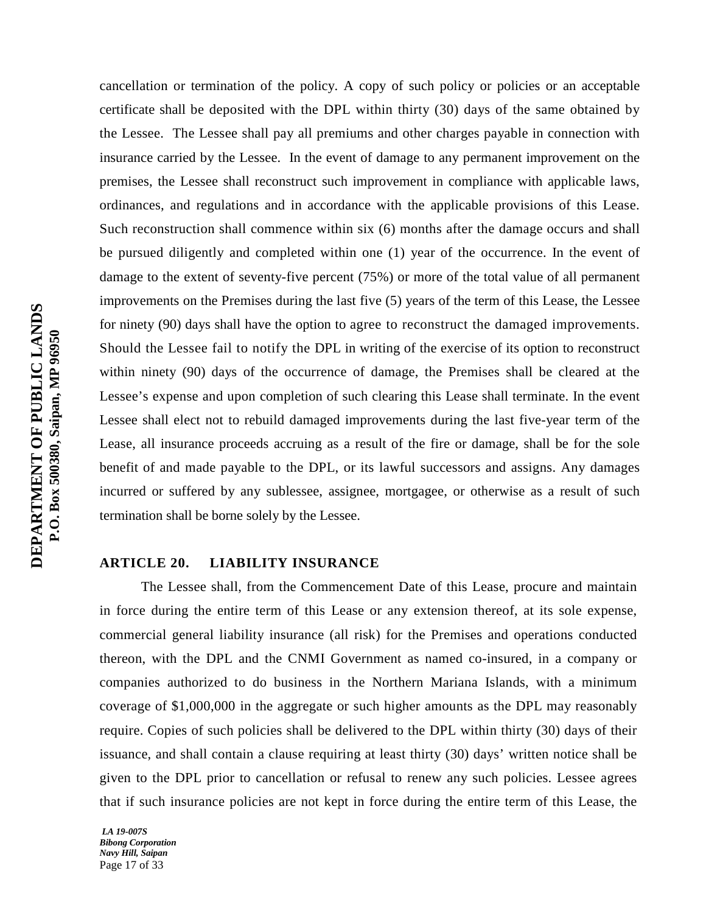cancellation or termination of the policy. A copy of such policy or policies or an acceptable certificate shall be deposited with the DPL within thirty (30) days of the same obtained by the Lessee. The Lessee shall pay all premiums and other charges payable in connection with insurance carried by the Lessee. In the event of damage to any permanent improvement on the premises, the Lessee shall reconstruct such improvement in compliance with applicable laws, ordinances, and regulations and in accordance with the applicable provisions of this Lease. Such reconstruction shall commence within six (6) months after the damage occurs and shall be pursued diligently and completed within one (1) year of the occurrence. In the event of damage to the extent of seventy-five percent (75%) or more of the total value of all permanent improvements on the Premises during the last five (5) years of the term of this Lease, the Lessee for ninety (90) days shall have the option to agree to reconstruct the damaged improvements. Should the Lessee fail to notify the DPL in writing of the exercise of its option to reconstruct within ninety (90) days of the occurrence of damage, the Premises shall be cleared at the Lessee's expense and upon completion of such clearing this Lease shall terminate. In the event Lessee shall elect not to rebuild damaged improvements during the last five-year term of the Lease, all insurance proceeds accruing as a result of the fire or damage, shall be for the sole benefit of and made payable to the DPL, or its lawful successors and assigns. Any damages incurred or suffered by any sublessee, assignee, mortgagee, or otherwise as a result of such termination shall be borne solely by the Lessee.

## ARTICLE 20. LIABILITY INSURANCE

The Lessee shall, from the Commencement Date of this Lease, procure and maintain in force during the entire term of this Lease or any extension thereof, at its sole expense, commercial general liability insurance (all risk) for the Premises and operations conducted thereon, with the DPL and the CNMI Government as named co-insured, in a company or companies authorized to do business in the Northern Mariana Islands, with a minimum coverage of $1,000,000 in the aggregate or such higher amounts as the DPL may reasonably require. Copies of such policies shall be delivered to the DPL within thirty (30) days of their issuance, and shall contain a clause requiring at least thirty (30) days' written notice shall be given to the DPL prior to cancellation or refusal to renew any such policies. Lessee agrees that if such insurance policies are not kept in force during the entire term of this Lease, the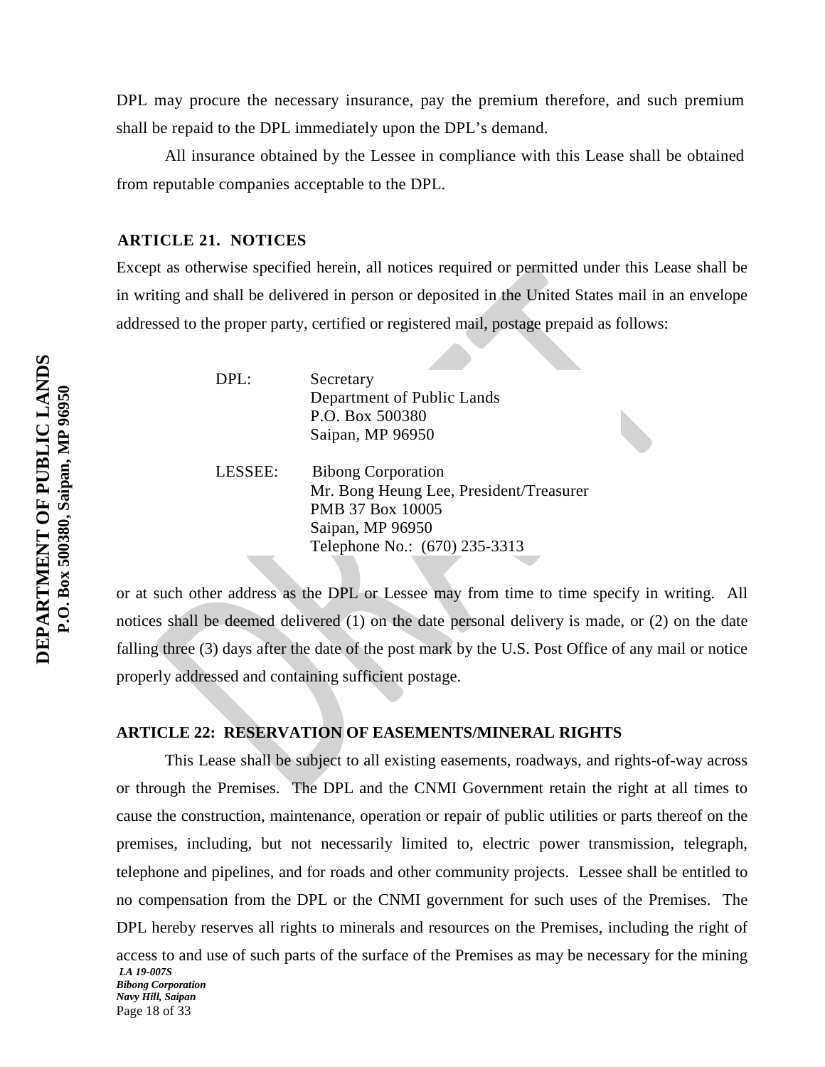DPL may procure the necessary insurance, pay the premium therefore, and such premium shall be repaid to the DPL immediately upon the DPL's demand.

All insurance obtained by the Lessee in compliance with this Lease shall be obtained from reputable companies acceptable to the DPL.

### ARTICLE 21. NOTICES

Except as otherwise specified herein, all notices required or permitted under this Lease shall be in writing and shall be delivered in person or deposited in the United States mail in an envelope addressed to the proper party, certified or registered mail, postage prepaid as follows:

DPL: Secretary
Department of Public Lands
P.O. Box 500380
Saipan, MP 96950

LESSEE: Bibong Corporation
Mr. Bong Heung Lee, President/Treasurer
PMB 37 Box 10005
Saipan, MP 96950
Telephone No.: (670) 235-3313

or at such other address as the DPL or Lessee may from time to time specify in writing. All notices shall be deemed delivered (1) on the date personal delivery is made, or (2) on the date falling three (3) days after the date of the post mark by the U.S. Post Office of any mail or notice properly addressed and containing sufficient postage.

### ARTICLE 22: RESERVATION OF EASEMENTS/MINERAL RIGHTS

This Lease shall be subject to all existing easements, roadways, and rights-of-way across or through the Premises. The DPL and the CNMI Government retain the right at all times to cause the construction, maintenance, operation or repair of public utilities or parts thereof on the premises, including, but not necessarily limited to, electric power transmission, telegraph, telephone and pipelines, and for roads and other community projects. Lessee shall be entitled to no compensation from the DPL or the CNMI government for such uses of the Premises. The DPL hereby reserves all rights to minerals and resources on the Premises, including the right of access to and use of such parts of the surface of the Premises as may be necessary for the mining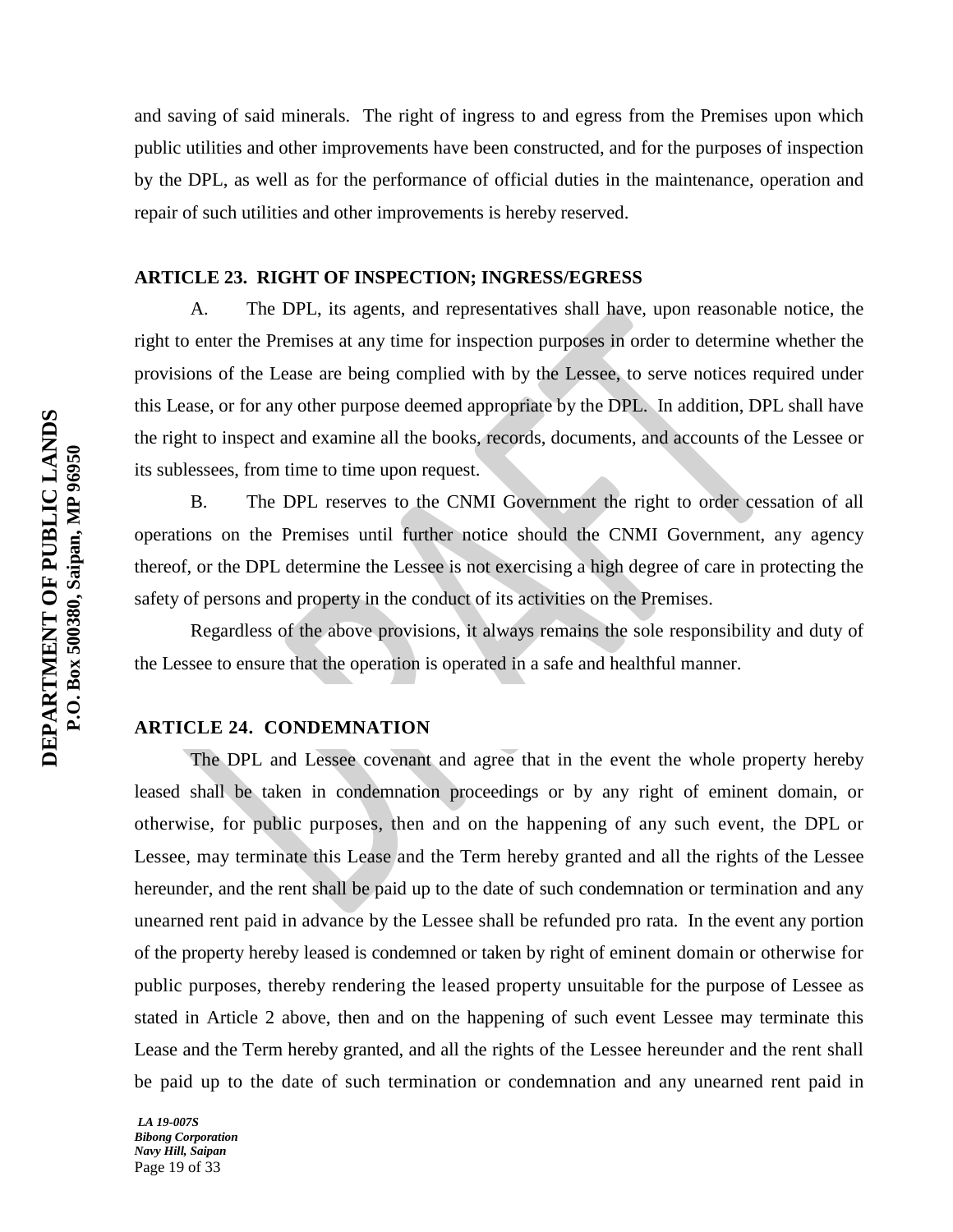and saving of said minerals. The right of ingress to and egress from the Premises upon which public utilities and other improvements have been constructed, and for the purposes of inspection by the DPL, as well as for the performance of official duties in the maintenance, operation and repair of such utilities and other improvements is hereby reserved.

## ARTICLE 23. RIGHT OF INSPECTION; INGRESS/EGRESS

A. The DPL, its agents, and representatives shall have, upon reasonable notice, the right to enter the Premises at any time for inspection purposes in order to determine whether the provisions of the Lease are being complied with by the Lessee, to serve notices required under this Lease, or for any other purpose deemed appropriate by the DPL. In addition, DPL shall have the right to inspect and examine all the books, records, documents, and accounts of the Lessee or its sublessees, from time to time upon request.

B. The DPL reserves to the CNMI Government the right to order cessation of all operations on the Premises until further notice should the CNMI Government, any agency thereof, or the DPL determine the Lessee is not exercising a high degree of care in protecting the safety of persons and property in the conduct of its activities on the Premises.

Regardless of the above provisions, it always remains the sole responsibility and duty of the Lessee to ensure that the operation is operated in a safe and healthful manner.

## ARTICLE 24. CONDEMNATION

The DPL and Lessee covenant and agree that in the event the whole property hereby leased shall be taken in condemnation proceedings or by any right of eminent domain, or otherwise, for public purposes, then and on the happening of any such event, the DPL or Lessee, may terminate this Lease and the Term hereby granted and all the rights of the Lessee hereunder, and the rent shall be paid up to the date of such condemnation or termination and any unearned rent paid in advance by the Lessee shall be refunded pro rata. In the event any portion of the property hereby leased is condemned or taken by right of eminent domain or otherwise for public purposes, thereby rendering the leased property unsuitable for the purpose of Lessee as stated in Article 2 above, then and on the happening of such event Lessee may terminate this Lease and the Term hereby granted, and all the rights of the Lessee hereunder and the rent shall be paid up to the date of such termination or condemnation and any unearned rent paid in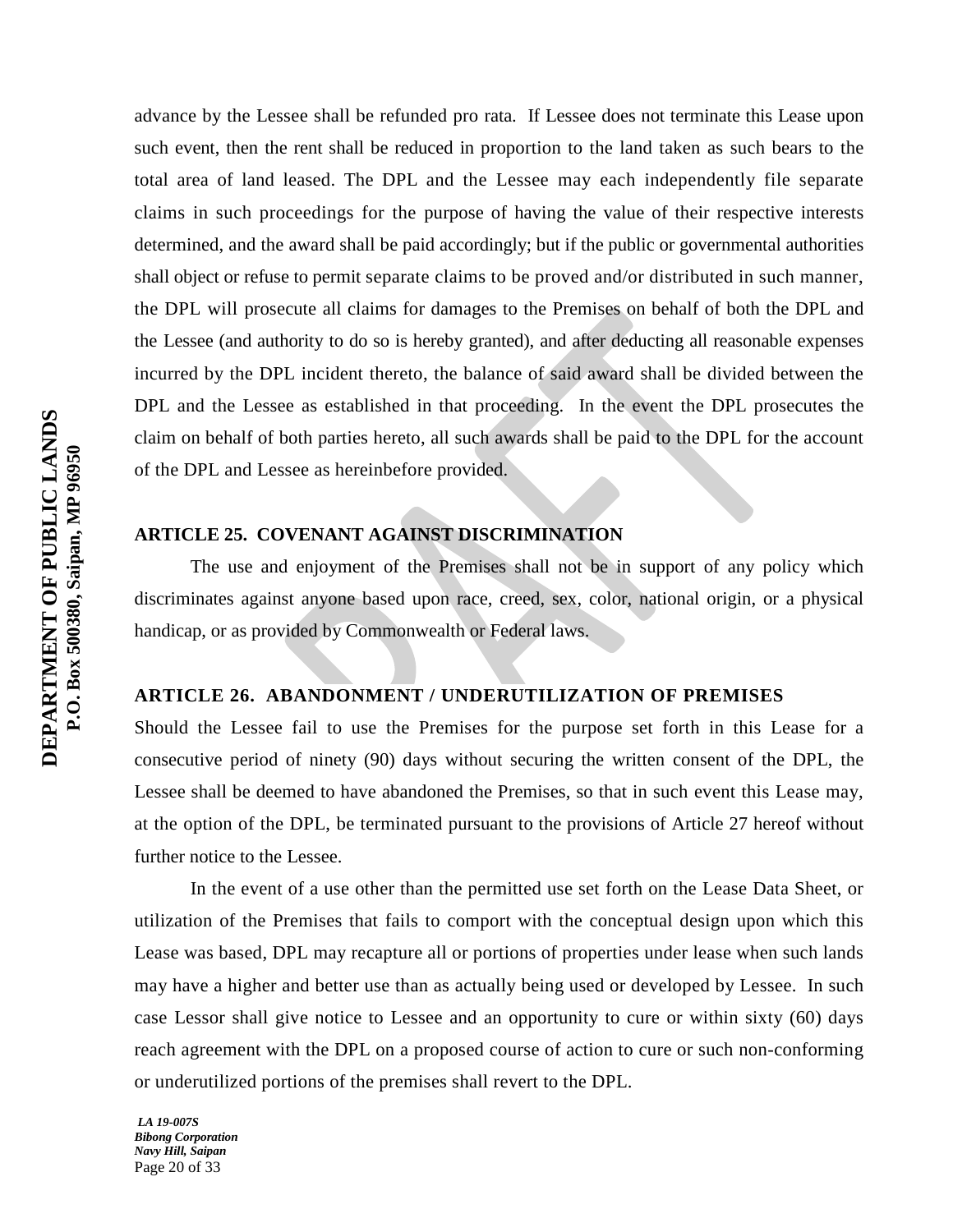advance by the Lessee shall be refunded pro rata. If Lessee does not terminate this Lease upon such event, then the rent shall be reduced in proportion to the land taken as such bears to the total area of land leased. The DPL and the Lessee may each independently file separate claims in such proceedings for the purpose of having the value of their respective interests determined, and the award shall be paid accordingly; but if the public or governmental authorities shall object or refuse to permit separate claims to be proved and/or distributed in such manner, the DPL will prosecute all claims for damages to the Premises on behalf of both the DPL and the Lessee (and authority to do so is hereby granted), and after deducting all reasonable expenses incurred by the DPL incident thereto, the balance of said award shall be divided between the DPL and the Lessee as established in that proceeding. In the event the DPL prosecutes the claim on behalf of both parties hereto, all such awards shall be paid to the DPL for the account of the DPL and Lessee as hereinbefore provided.

**ARTICLE 25. COVENANT AGAINST DISCRIMINATION**

The use and enjoyment of the Premises shall not be in support of any policy which discriminates against anyone based upon race, creed, sex, color, national origin, or a physical handicap, or as provided by Commonwealth or Federal laws.

**ARTICLE 26. ABANDONMENT / UNDERUTILIZATION OF PREMISES**

Should the Lessee fail to use the Premises for the purpose set forth in this Lease for a consecutive period of ninety (90) days without securing the written consent of the DPL, the Lessee shall be deemed to have abandoned the Premises, so that in such event this Lease may, at the option of the DPL, be terminated pursuant to the provisions of Article 27 hereof without further notice to the Lessee.

In the event of a use other than the permitted use set forth on the Lease Data Sheet, or utilization of the Premises that fails to comport with the conceptual design upon which this Lease was based, DPL may recapture all or portions of properties under lease when such lands may have a higher and better use than as actually being used or developed by Lessee. In such case Lessor shall give notice to Lessee and an opportunity to cure or within sixty (60) days reach agreement with the DPL on a proposed course of action to cure or such non-conforming or underutilized portions of the premises shall revert to the DPL.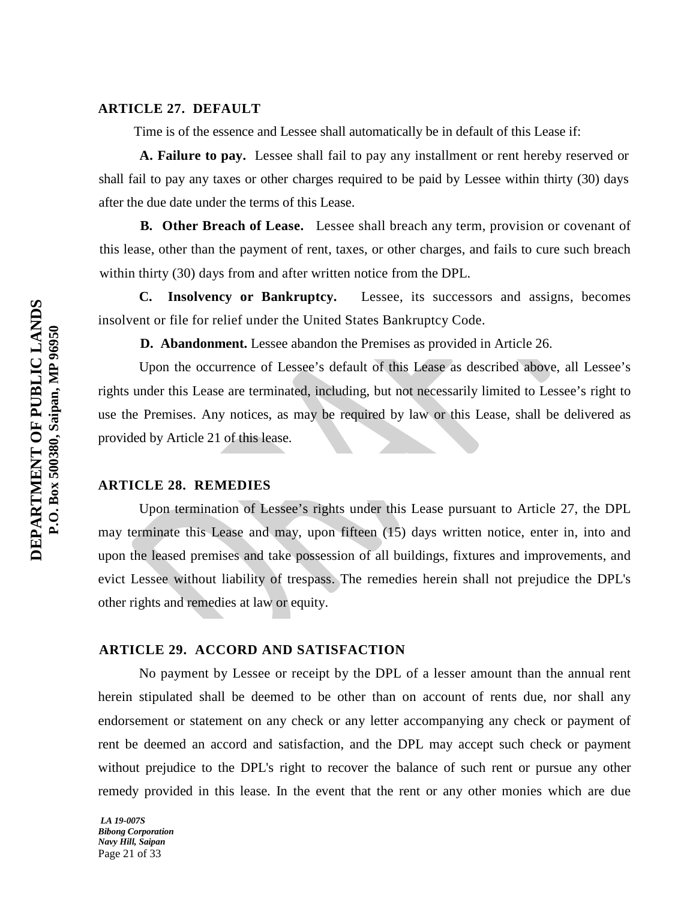## ARTICLE 27. DEFAULT

Time is of the essence and Lessee shall automatically be in default of this Lease if:

**A. Failure to pay.** Lessee shall fail to pay any installment or rent hereby reserved or shall fail to pay any taxes or other charges required to be paid by Lessee within thirty (30) days after the due date under the terms of this Lease.

**B. Other Breach of Lease.** Lessee shall breach any term, provision or covenant of this lease, other than the payment of rent, taxes, or other charges, and fails to cure such breach within thirty (30) days from and after written notice from the DPL.

**C. Insolvency or Bankruptcy.** Lessee, its successors and assigns, becomes insolvent or file for relief under the United States Bankruptcy Code.

**D. Abandonment.** Lessee abandon the Premises as provided in Article 26.

Upon the occurrence of Lessee's default of this Lease as described above, all Lessee's rights under this Lease are terminated, including, but not necessarily limited to Lessee's right to use the Premises. Any notices, as may be required by law or this Lease, shall be delivered as provided by Article 21 of this lease.

## ARTICLE 28. REMEDIES

Upon termination of Lessee's rights under this Lease pursuant to Article 27, the DPL may terminate this Lease and may, upon fifteen (15) days written notice, enter in, into and upon the leased premises and take possession of all buildings, fixtures and improvements, and evict Lessee without liability of trespass. The remedies herein shall not prejudice the DPL's other rights and remedies at law or equity.

## ARTICLE 29. ACCORD AND SATISFACTION

No payment by Lessee or receipt by the DPL of a lesser amount than the annual rent herein stipulated shall be deemed to be other than on account of rents due, nor shall any endorsement or statement on any check or any letter accompanying any check or payment of rent be deemed an accord and satisfaction, and the DPL may accept such check or payment without prejudice to the DPL's right to recover the balance of such rent or pursue any other remedy provided in this lease. In the event that the rent or any other monies which are due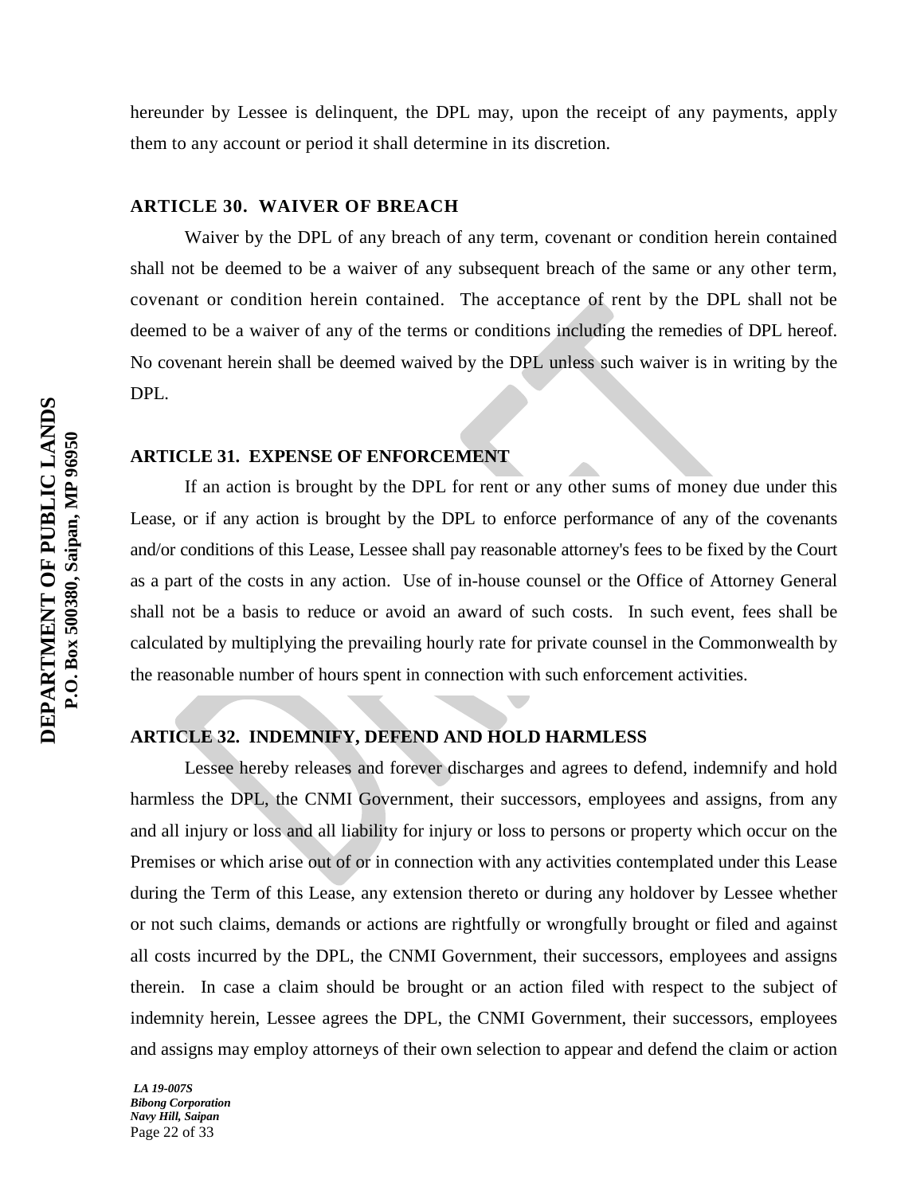hereunder by Lessee is delinquent, the DPL may, upon the receipt of any payments, apply them to any account or period it shall determine in its discretion.

### ARTICLE 30. WAIVER OF BREACH

Waiver by the DPL of any breach of any term, covenant or condition herein contained shall not be deemed to be a waiver of any subsequent breach of the same or any other term, covenant or condition herein contained. The acceptance of rent by the DPL shall not be deemed to be a waiver of any of the terms or conditions including the remedies of DPL hereof. No covenant herein shall be deemed waived by the DPL unless such waiver is in writing by the DPL.

### ARTICLE 31. EXPENSE OF ENFORCEMENT

If an action is brought by the DPL for rent or any other sums of money due under this Lease, or if any action is brought by the DPL to enforce performance of any of the covenants and/or conditions of this Lease, Lessee shall pay reasonable attorney's fees to be fixed by the Court as a part of the costs in any action. Use of in-house counsel or the Office of Attorney General shall not be a basis to reduce or avoid an award of such costs. In such event, fees shall be calculated by multiplying the prevailing hourly rate for private counsel in the Commonwealth by the reasonable number of hours spent in connection with such enforcement activities.

### ARTICLE 32. INDEMNIFY, DEFEND AND HOLD HARMLESS

Lessee hereby releases and forever discharges and agrees to defend, indemnify and hold harmless the DPL, the CNMI Government, their successors, employees and assigns, from any and all injury or loss and all liability for injury or loss to persons or property which occur on the Premises or which arise out of or in connection with any activities contemplated under this Lease during the Term of this Lease, any extension thereto or during any holdover by Lessee whether or not such claims, demands or actions are rightfully or wrongfully brought or filed and against all costs incurred by the DPL, the CNMI Government, their successors, employees and assigns therein. In case a claim should be brought or an action filed with respect to the subject of indemnity herein, Lessee agrees the DPL, the CNMI Government, their successors, employees and assigns may employ attorneys of their own selection to appear and defend the claim or action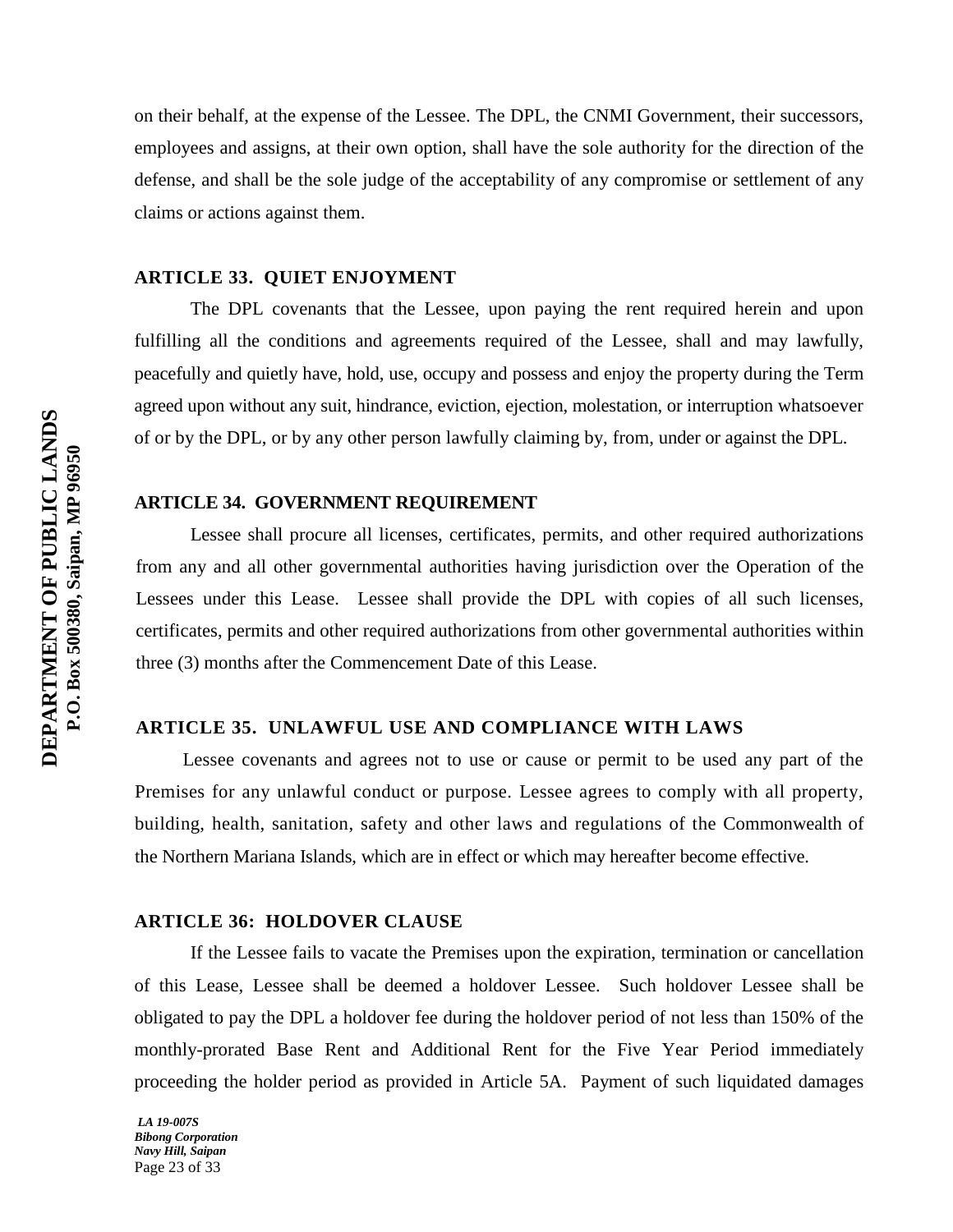on their behalf, at the expense of the Lessee. The DPL, the CNMI Government, their successors, employees and assigns, at their own option, shall have the sole authority for the direction of the defense, and shall be the sole judge of the acceptability of any compromise or settlement of any claims or actions against them.

**ARTICLE 33. QUIET ENJOYMENT**

The DPL covenants that the Lessee, upon paying the rent required herein and upon fulfilling all the conditions and agreements required of the Lessee, shall and may lawfully, peacefully and quietly have, hold, use, occupy and possess and enjoy the property during the Term agreed upon without any suit, hindrance, eviction, ejection, molestation, or interruption whatsoever of or by the DPL, or by any other person lawfully claiming by, from, under or against the DPL.

**ARTICLE 34. GOVERNMENT REQUIREMENT**

Lessee shall procure all licenses, certificates, permits, and other required authorizations from any and all other governmental authorities having jurisdiction over the Operation of the Lessees under this Lease. Lessee shall provide the DPL with copies of all such licenses, certificates, permits and other required authorizations from other governmental authorities within three (3) months after the Commencement Date of this Lease.

**ARTICLE 35. UNLAWFUL USE AND COMPLIANCE WITH LAWS**

Lessee covenants and agrees not to use or cause or permit to be used any part of the Premises for any unlawful conduct or purpose. Lessee agrees to comply with all property, building, health, sanitation, safety and other laws and regulations of the Commonwealth of the Northern Mariana Islands, which are in effect or which may hereafter become effective.

**ARTICLE 36: HOLDOVER CLAUSE**

If the Lessee fails to vacate the Premises upon the expiration, termination or cancellation of this Lease, Lessee shall be deemed a holdover Lessee. Such holdover Lessee shall be obligated to pay the DPL a holdover fee during the holdover period of not less than 150% of the monthly-prorated Base Rent and Additional Rent for the Five Year Period immediately proceeding the holder period as provided in Article 5A. Payment of such liquidated damages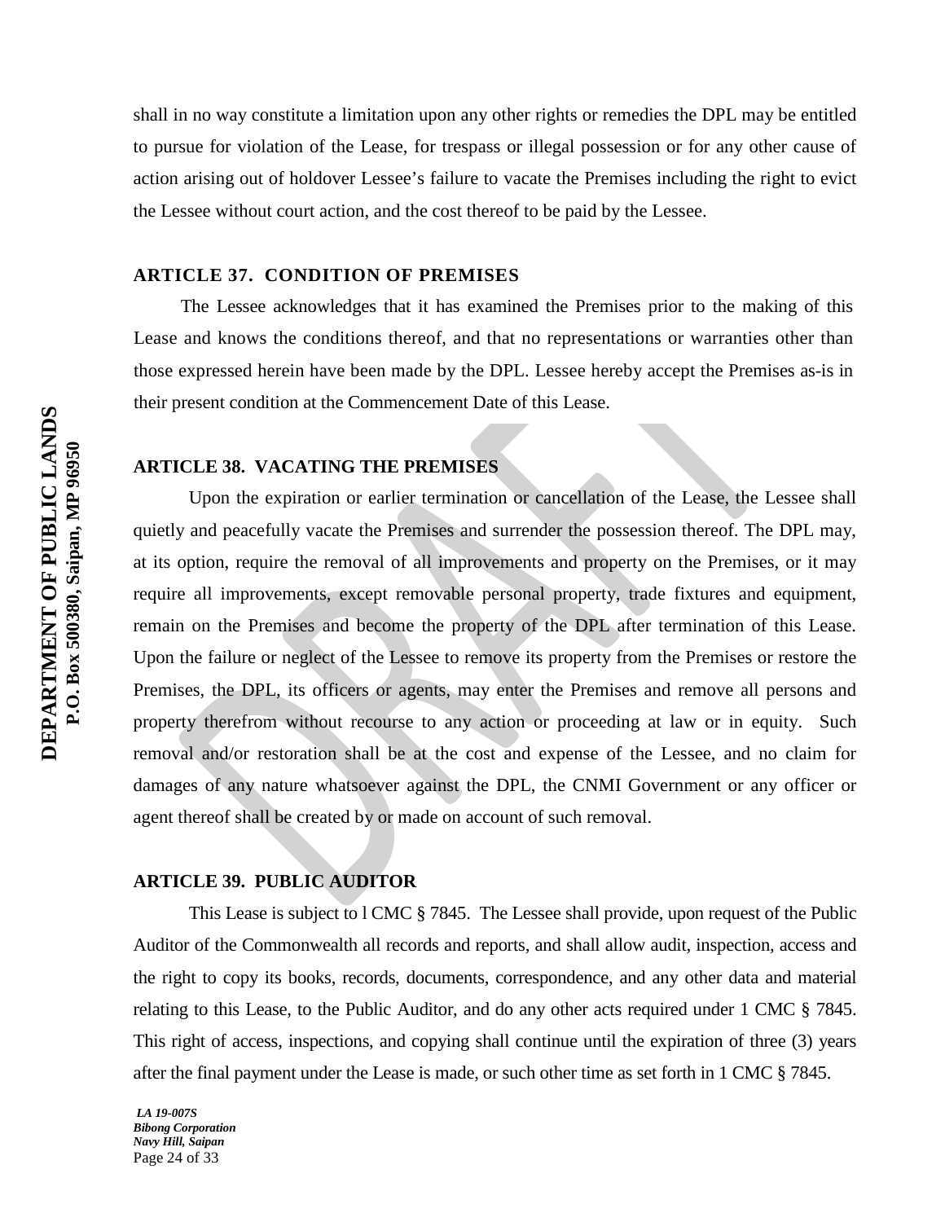shall in no way constitute a limitation upon any other rights or remedies the DPL may be entitled to pursue for violation of the Lease, for trespass or illegal possession or for any other cause of action arising out of holdover Lessee's failure to vacate the Premises including the right to evict the Lessee without court action, and the cost thereof to be paid by the Lessee.

### ARTICLE 37. CONDITION OF PREMISES

The Lessee acknowledges that it has examined the Premises prior to the making of this Lease and knows the conditions thereof, and that no representations or warranties other than those expressed herein have been made by the DPL. Lessee hereby accept the Premises as-is in their present condition at the Commencement Date of this Lease.

### ARTICLE 38. VACATING THE PREMISES

Upon the expiration or earlier termination or cancellation of the Lease, the Lessee shall quietly and peacefully vacate the Premises and surrender the possession thereof. The DPL may, at its option, require the removal of all improvements and property on the Premises, or it may require all improvements, except removable personal property, trade fixtures and equipment, remain on the Premises and become the property of the DPL after termination of this Lease. Upon the failure or neglect of the Lessee to remove its property from the Premises or restore the Premises, the DPL, its officers or agents, may enter the Premises and remove all persons and property therefrom without recourse to any action or proceeding at law or in equity. Such removal and/or restoration shall be at the cost and expense of the Lessee, and no claim for damages of any nature whatsoever against the DPL, the CNMI Government or any officer or agent thereof shall be created by or made on account of such removal.

### ARTICLE 39. PUBLIC AUDITOR

This Lease is subject to l CMC § 7845. The Lessee shall provide, upon request of the Public Auditor of the Commonwealth all records and reports, and shall allow audit, inspection, access and the right to copy its books, records, documents, correspondence, and any other data and material relating to this Lease, to the Public Auditor, and do any other acts required under 1 CMC § 7845. This right of access, inspections, and copying shall continue until the expiration of three (3) years after the final payment under the Lease is made, or such other time as set forth in 1 CMC § 7845.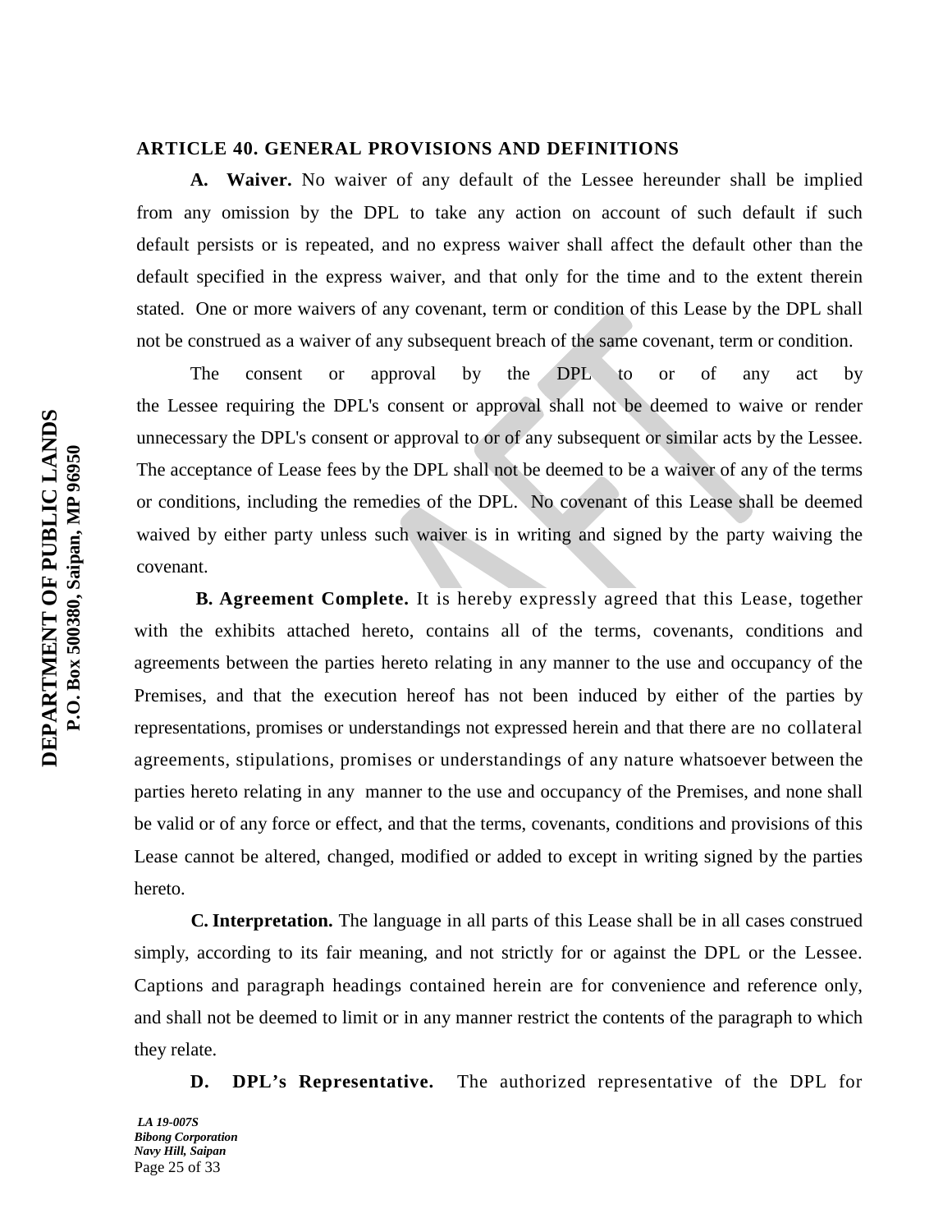## ARTICLE 40. GENERAL PROVISIONS AND DEFINITIONS

**A. Waiver.** No waiver of any default of the Lessee hereunder shall be implied from any omission by the DPL to take any action on account of such default if such default persists or is repeated, and no express waiver shall affect the default other than the default specified in the express waiver, and that only for the time and to the extent therein stated. One or more waivers of any covenant, term or condition of this Lease by the DPL shall not be construed as a waiver of any subsequent breach of the same covenant, term or condition.

The consent or approval by the DPL to or of any act by the Lessee requiring the DPL's consent or approval shall not be deemed to waive or render unnecessary the DPL's consent or approval to or of any subsequent or similar acts by the Lessee. The acceptance of Lease fees by the DPL shall not be deemed to be a waiver of any of the terms or conditions, including the remedies of the DPL. No covenant of this Lease shall be deemed waived by either party unless such waiver is in writing and signed by the party waiving the covenant.

**B. Agreement Complete.** It is hereby expressly agreed that this Lease, together with the exhibits attached hereto, contains all of the terms, covenants, conditions and agreements between the parties hereto relating in any manner to the use and occupancy of the Premises, and that the execution hereof has not been induced by either of the parties by representations, promises or understandings not expressed herein and that there are no collateral agreements, stipulations, promises or understandings of any nature whatsoever between the parties hereto relating in any manner to the use and occupancy of the Premises, and none shall be valid or of any force or effect, and that the terms, covenants, conditions and provisions of this Lease cannot be altered, changed, modified or added to except in writing signed by the parties hereto.

**C. Interpretation.** The language in all parts of this Lease shall be in all cases construed simply, according to its fair meaning, and not strictly for or against the DPL or the Lessee. Captions and paragraph headings contained herein are for convenience and reference only, and shall not be deemed to limit or in any manner restrict the contents of the paragraph to which they relate.

**D. DPL's Representative.** The authorized representative of the DPL for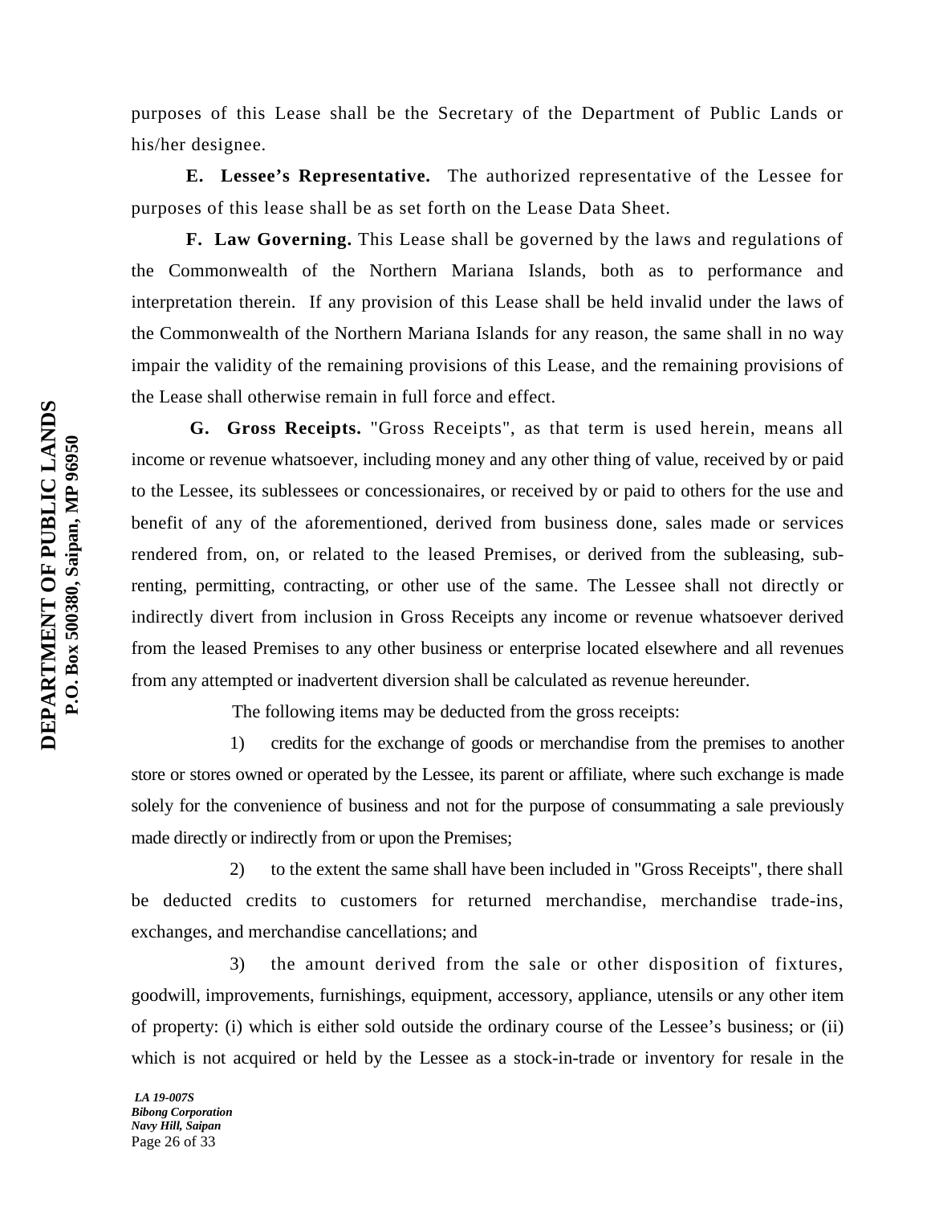purposes of this Lease shall be the Secretary of the Department of Public Lands or his/her designee.

**E. Lessee's Representative.** The authorized representative of the Lessee for purposes of this lease shall be as set forth on the Lease Data Sheet.

**F. Law Governing.** This Lease shall be governed by the laws and regulations of the Commonwealth of the Northern Mariana Islands, both as to performance and interpretation therein. If any provision of this Lease shall be held invalid under the laws of the Commonwealth of the Northern Mariana Islands for any reason, the same shall in no way impair the validity of the remaining provisions of this Lease, and the remaining provisions of the Lease shall otherwise remain in full force and effect.

**G. Gross Receipts.** "Gross Receipts", as that term is used herein, means all income or revenue whatsoever, including money and any other thing of value, received by or paid to the Lessee, its sublessees or concessionaires, or received by or paid to others for the use and benefit of any of the aforementioned, derived from business done, sales made or services rendered from, on, or related to the leased Premises, or derived from the subleasing, sub-renting, permitting, contracting, or other use of the same. The Lessee shall not directly or indirectly divert from inclusion in Gross Receipts any income or revenue whatsoever derived from the leased Premises to any other business or enterprise located elsewhere and all revenues from any attempted or inadvertent diversion shall be calculated as revenue hereunder.

The following items may be deducted from the gross receipts:

1) credits for the exchange of goods or merchandise from the premises to another store or stores owned or operated by the Lessee, its parent or affiliate, where such exchange is made solely for the convenience of business and not for the purpose of consummating a sale previously made directly or indirectly from or upon the Premises;

2) to the extent the same shall have been included in "Gross Receipts", there shall be deducted credits to customers for returned merchandise, merchandise trade-ins, exchanges, and merchandise cancellations; and

3) the amount derived from the sale or other disposition of fixtures, goodwill, improvements, furnishings, equipment, accessory, appliance, utensils or any other item of property: (i) which is either sold outside the ordinary course of the Lessee's business; or (ii) which is not acquired or held by the Lessee as a stock-in-trade or inventory for resale in the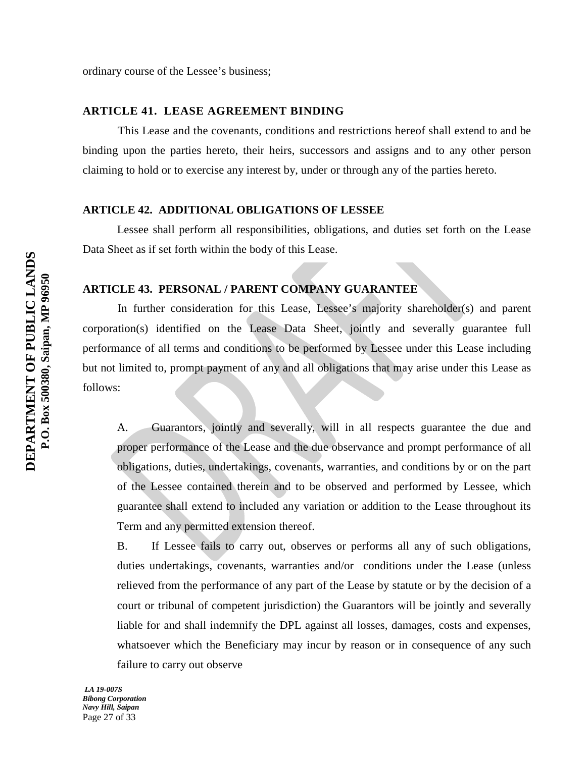ordinary course of the Lessee's business;

### ARTICLE 41. LEASE AGREEMENT BINDING

This Lease and the covenants, conditions and restrictions hereof shall extend to and be binding upon the parties hereto, their heirs, successors and assigns and to any other person claiming to hold or to exercise any interest by, under or through any of the parties hereto.

### ARTICLE 42. ADDITIONAL OBLIGATIONS OF LESSEE

Lessee shall perform all responsibilities, obligations, and duties set forth on the Lease Data Sheet as if set forth within the body of this Lease.

### ARTICLE 43. PERSONAL / PARENT COMPANY GUARANTEE

In further consideration for this Lease, Lessee's majority shareholder(s) and parent corporation(s) identified on the Lease Data Sheet, jointly and severally guarantee full performance of all terms and conditions to be performed by Lessee under this Lease including but not limited to, prompt payment of any and all obligations that may arise under this Lease as follows:

A. Guarantors, jointly and severally, will in all respects guarantee the due and proper performance of the Lease and the due observance and prompt performance of all obligations, duties, undertakings, covenants, warranties, and conditions by or on the part of the Lessee contained therein and to be observed and performed by Lessee, which guarantee shall extend to included any variation or addition to the Lease throughout its Term and any permitted extension thereof.

B. If Lessee fails to carry out, observes or performs all any of such obligations, duties undertakings, covenants, warranties and/or conditions under the Lease (unless relieved from the performance of any part of the Lease by statute or by the decision of a court or tribunal of competent jurisdiction) the Guarantors will be jointly and severally liable for and shall indemnify the DPL against all losses, damages, costs and expenses, whatsoever which the Beneficiary may incur by reason or in consequence of any such failure to carry out observe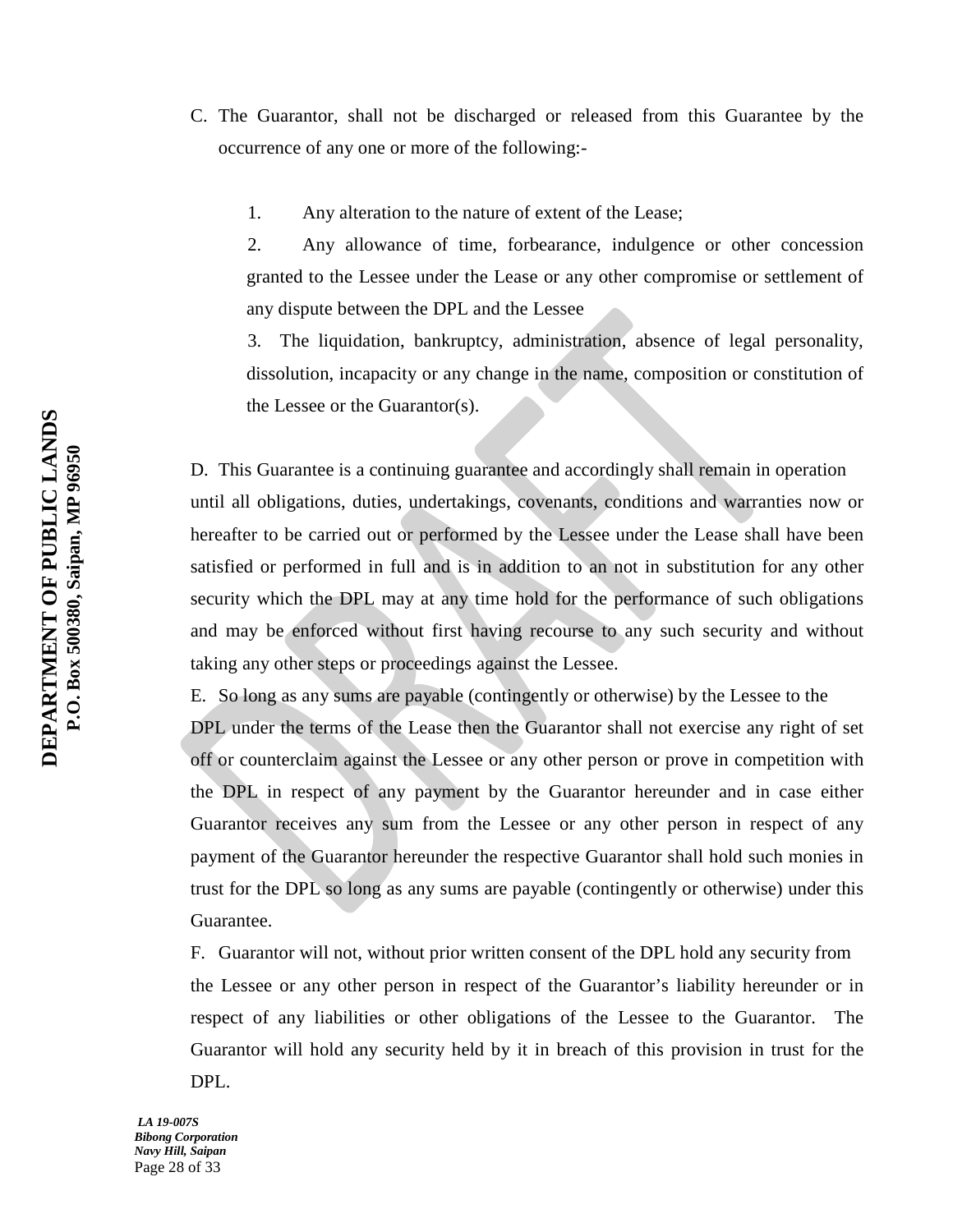C. The Guarantor, shall not be discharged or released from this Guarantee by the occurrence of any one or more of the following:-

1. Any alteration to the nature of extent of the Lease;

2. Any allowance of time, forbearance, indulgence or other concession granted to the Lessee under the Lease or any other compromise or settlement of any dispute between the DPL and the Lessee

3. The liquidation, bankruptcy, administration, absence of legal personality, dissolution, incapacity or any change in the name, composition or constitution of the Lessee or the Guarantor(s).

D. This Guarantee is a continuing guarantee and accordingly shall remain in operation until all obligations, duties, undertakings, covenants, conditions and warranties now or hereafter to be carried out or performed by the Lessee under the Lease shall have been satisfied or performed in full and is in addition to an not in substitution for any other security which the DPL may at any time hold for the performance of such obligations and may be enforced without first having recourse to any such security and without taking any other steps or proceedings against the Lessee.

E. So long as any sums are payable (contingently or otherwise) by the Lessee to the DPL under the terms of the Lease then the Guarantor shall not exercise any right of set off or counterclaim against the Lessee or any other person or prove in competition with the DPL in respect of any payment by the Guarantor hereunder and in case either Guarantor receives any sum from the Lessee or any other person in respect of any payment of the Guarantor hereunder the respective Guarantor shall hold such monies in trust for the DPL so long as any sums are payable (contingently or otherwise) under this Guarantee.

F. Guarantor will not, without prior written consent of the DPL hold any security from the Lessee or any other person in respect of the Guarantor's liability hereunder or in respect of any liabilities or other obligations of the Lessee to the Guarantor. The Guarantor will hold any security held by it in breach of this provision in trust for the DPL.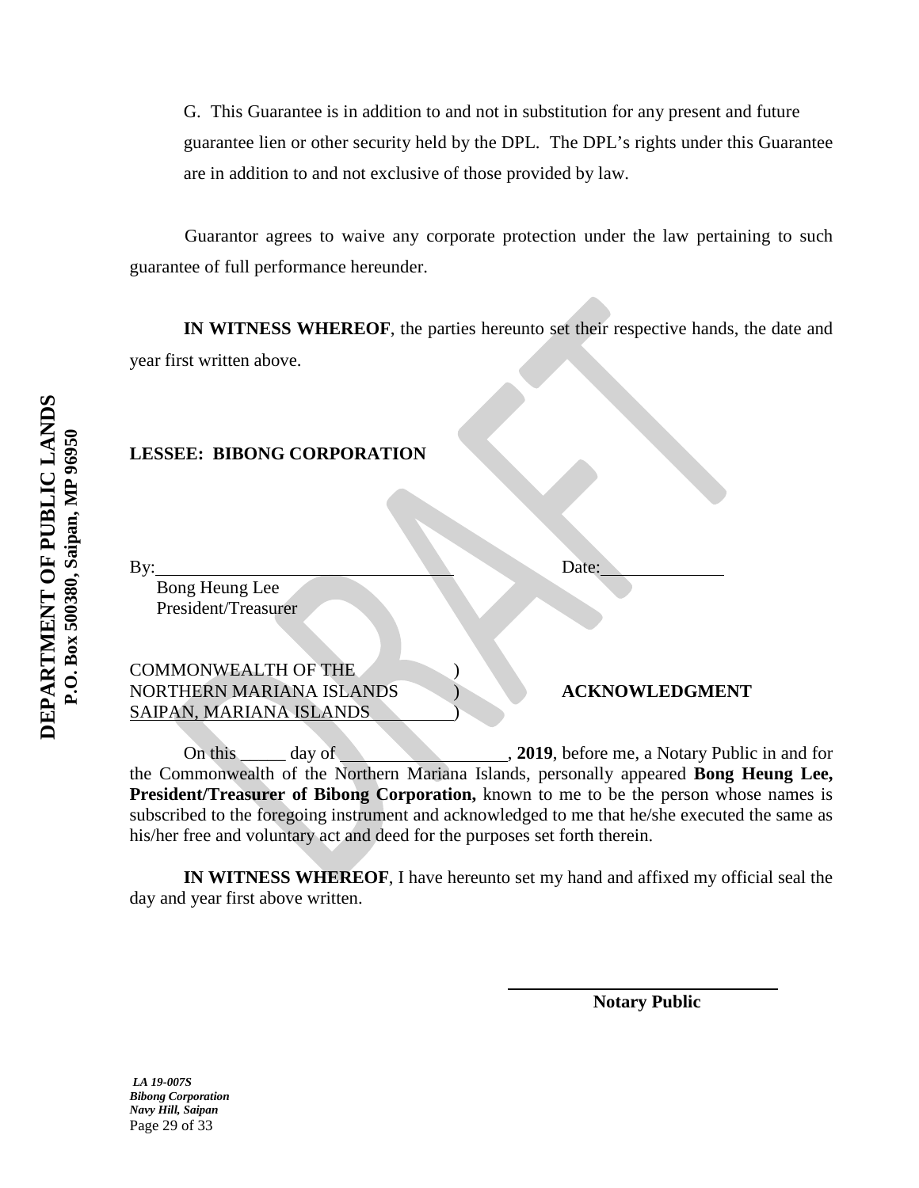G. This Guarantee is in addition to and not in substitution for any present and future guarantee lien or other security held by the DPL. The DPL's rights under this Guarantee are in addition to and not exclusive of those provided by law.

Guarantor agrees to waive any corporate protection under the law pertaining to such guarantee of full performance hereunder.

**IN WITNESS WHEREOF**, the parties hereunto set their respective hands, the date and year first written above.

**LESSEE: BIBONG CORPORATION**

By:\_\_\_\_\_\_\_\_\_\_\_\_\_\_\_\_\_\_\_\_\_\_\_\_\_\_\_\_\_\_\_\_\_\_ Date:\_\_\_\_\_\_\_\_\_\_\_\_\_\_
Bong Heung Lee
President/Treasurer

COMMONWEALTH OF THE )
NORTHERN MARIANA ISLANDS ) **ACKNOWLEDGMENT**
SAIPAN, MARIANA ISLANDS )

On this \_\_\_\_\_ day of \_\_\_\_\_\_\_\_\_\_\_\_\_\_\_\_\_\_\_, **2019**, before me, a Notary Public in and for the Commonwealth of the Northern Mariana Islands, personally appeared **Bong Heung Lee, President/Treasurer of Bibong Corporation,** known to me to be the person whose names is subscribed to the foregoing instrument and acknowledged to me that he/she executed the same as his/her free and voluntary act and deed for the purposes set forth therein.

**IN WITNESS WHEREOF**, I have hereunto set my hand and affixed my official seal the day and year first above written.

\_\_\_\_\_\_\_\_\_\_\_\_\_\_\_\_\_\_\_\_\_\_\_\_\_\_\_\_\_\_\_\_\_\_
**Notary Public**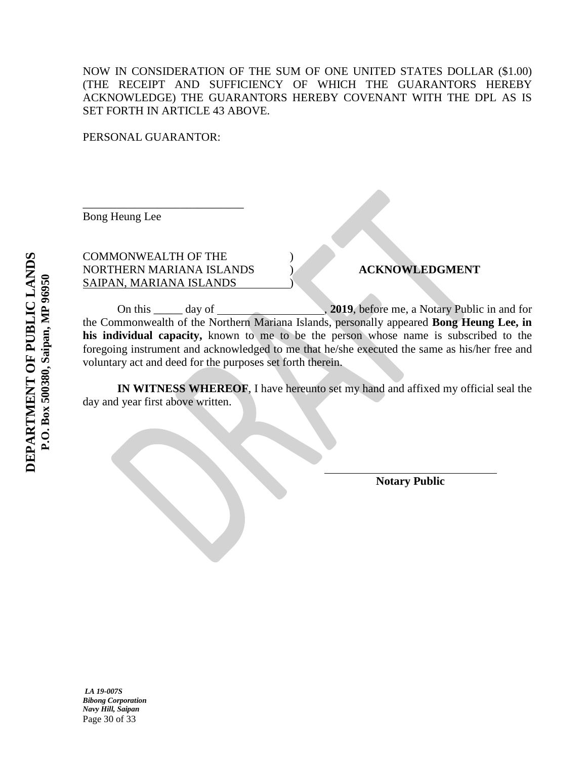NOW IN CONSIDERATION OF THE SUM OF ONE UNITED STATES DOLLAR ($1.00) (THE RECEIPT AND SUFFICIENCY OF WHICH THE GUARANTORS HEREBY ACKNOWLEDGE) THE GUARANTORS HEREBY COVENANT WITH THE DPL AS IS SET FORTH IN ARTICLE 43 ABOVE.

PERSONAL GUARANTOR:

\_\_\_\_\_\_\_\_\_\_\_\_\_\_\_\_\_\_\_\_\_\_\_\_\_\_\_\_\_\_
Bong Heung Lee

COMMONWEALTH OF THE )
NORTHERN MARIANA ISLANDS ) **ACKNOWLEDGMENT**
SAIPAN, MARIANA ISLANDS )

On this _____ day of __________________, **2019**, before me, a Notary Public in and for the Commonwealth of the Northern Mariana Islands, personally appeared **Bong Heung Lee, in his individual capacity,** known to me to be the person whose name is subscribed to the foregoing instrument and acknowledged to me that he/she executed the same as his/her free and voluntary act and deed for the purposes set forth therein.

**IN WITNESS WHEREOF**, I have hereunto set my hand and affixed my official seal the day and year first above written.

\_\_\_\_\_\_\_\_\_\_\_\_\_\_\_\_\_\_\_\_\_\_\_\_\_\_\_\_\_\_
**Notary Public**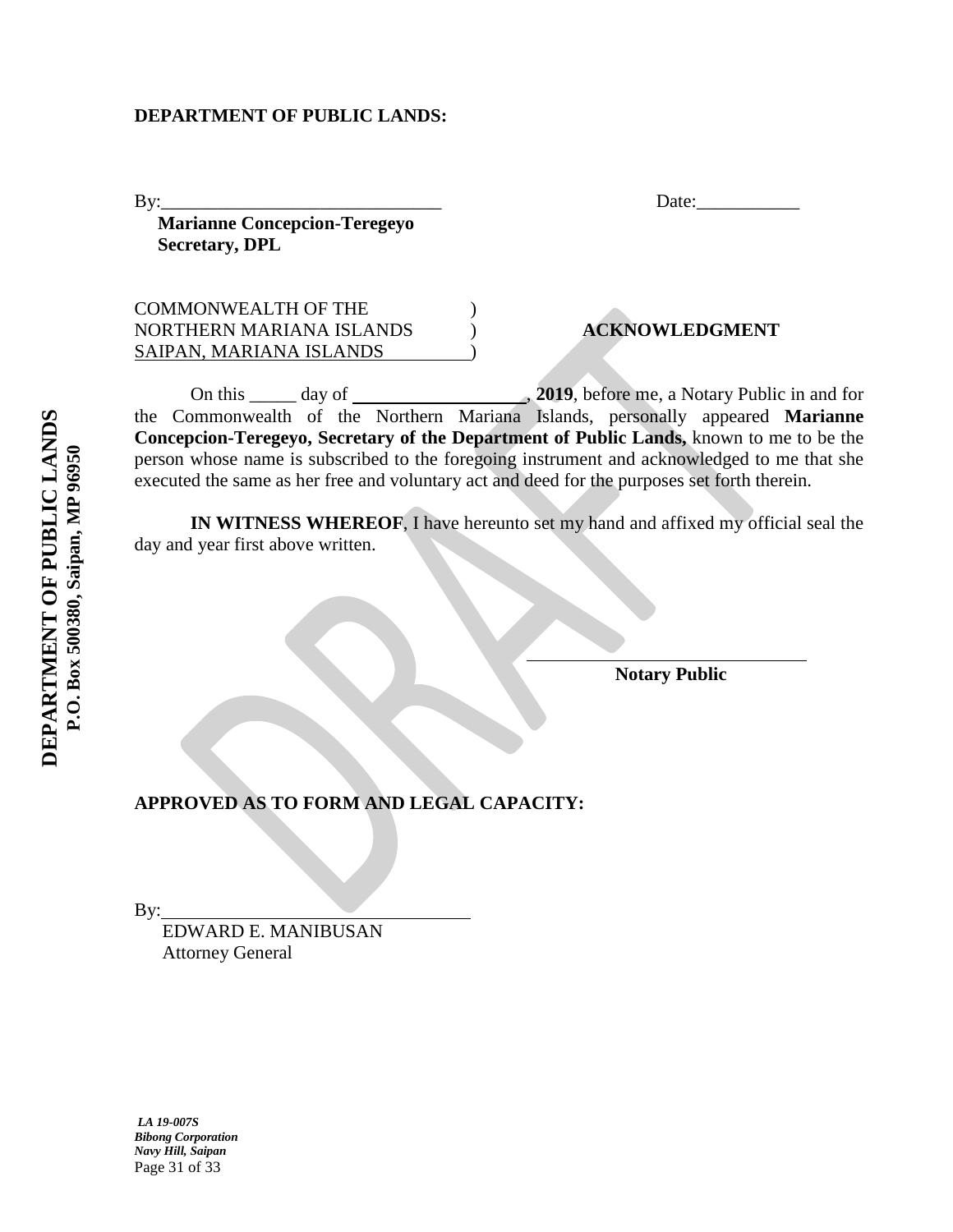**DEPARTMENT OF PUBLIC LANDS:**

By:______________________________ Date:___________

**Marianne Concepcion-Teregeyo**
**Secretary, DPL**

COMMONWEALTH OF THE )
NORTHERN MARIANA ISLANDS ) **ACKNOWLEDGMENT**
SAIPAN, MARIANA ISLANDS )

On this _____ day of ___________________, **2019**, before me, a Notary Public in and for the Commonwealth of the Northern Mariana Islands, personally appeared **Marianne Concepcion-Teregeyo, Secretary of the Department of Public Lands,** known to me to be the person whose name is subscribed to the foregoing instrument and acknowledged to me that she executed the same as her free and voluntary act and deed for the purposes set forth therein.

**IN WITNESS WHEREOF**, I have hereunto set my hand and affixed my official seal the day and year first above written.

______________________________
**Notary Public**

**APPROVED AS TO FORM AND LEGAL CAPACITY:**

By:______________________________
EDWARD E. MANIBUSAN
Attorney General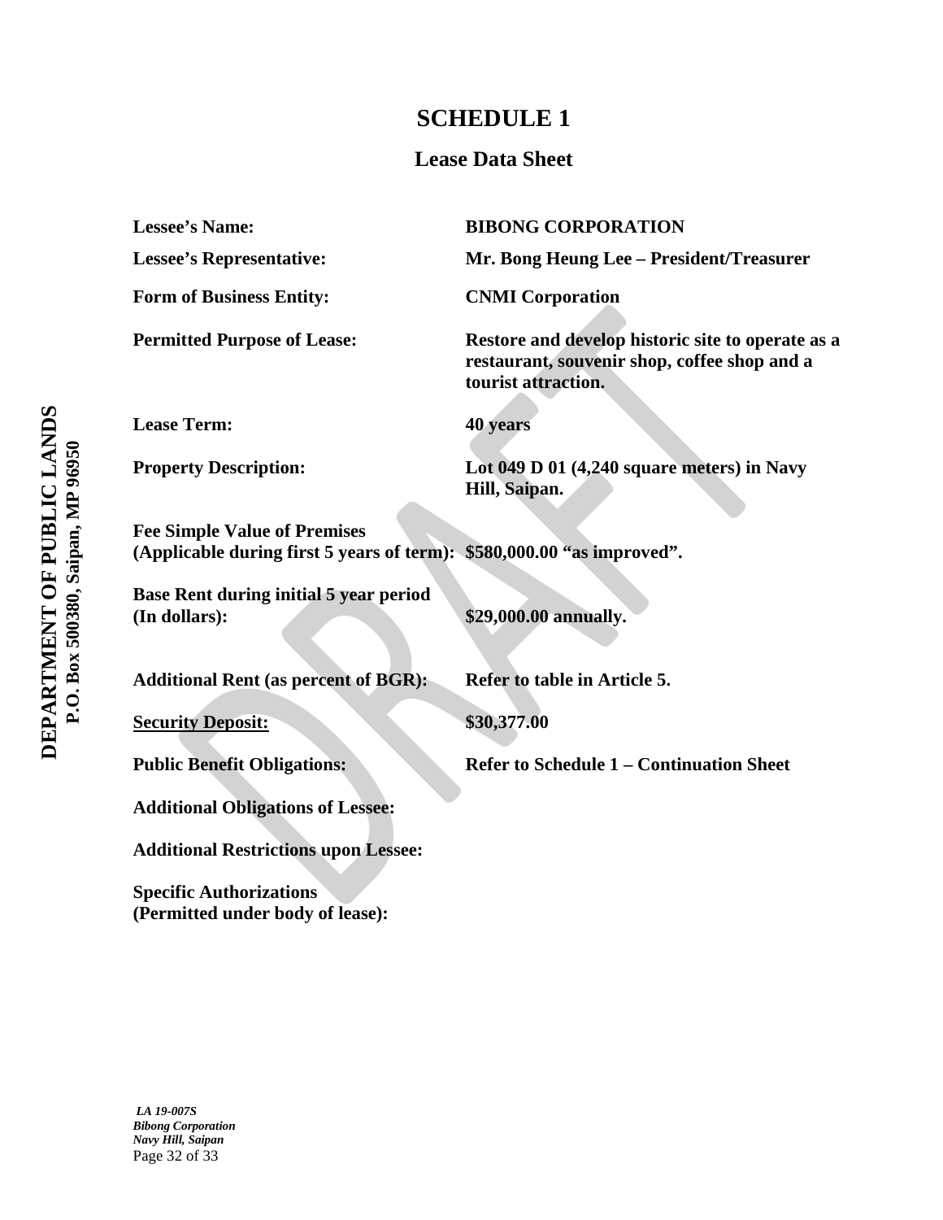# SCHEDULE 1

## Lease Data Sheet

| | |
|---|---|
| **Lessee's Name:** | **BIBONG CORPORATION** |
| **Lessee's Representative:** | **Mr. Bong Heung Lee – President/Treasurer** |
| **Form of Business Entity:** | **CNMI Corporation** |
| **Permitted Purpose of Lease:** | **Restore and develop historic site to operate as a restaurant, souvenir shop, coffee shop and a tourist attraction.** |
| **Lease Term:** | **40 years** |
| **Property Description:** | **Lot 049 D 01 (4,240 square meters) in Navy Hill, Saipan.** |
| **Fee Simple Value of Premises (Applicable during first 5 years of term):** | **$580,000.00 "as improved".** |
| **Base Rent during initial 5 year period (In dollars):** | **$29,000.00 annually.** |
| **Additional Rent (as percent of BGR):** | **Refer to table in Article 5.** |
| **Security Deposit:** | **$30,377.00** |
| **Public Benefit Obligations:** | **Refer to Schedule 1 – Continuation Sheet** |
| **Additional Obligations of Lessee:** | |
| **Additional Restrictions upon Lessee:** | |
| **Specific Authorizations (Permitted under body of lease):** | |

*LA 19-007S*
*Bibong Corporation*
*Navy Hill, Saipan*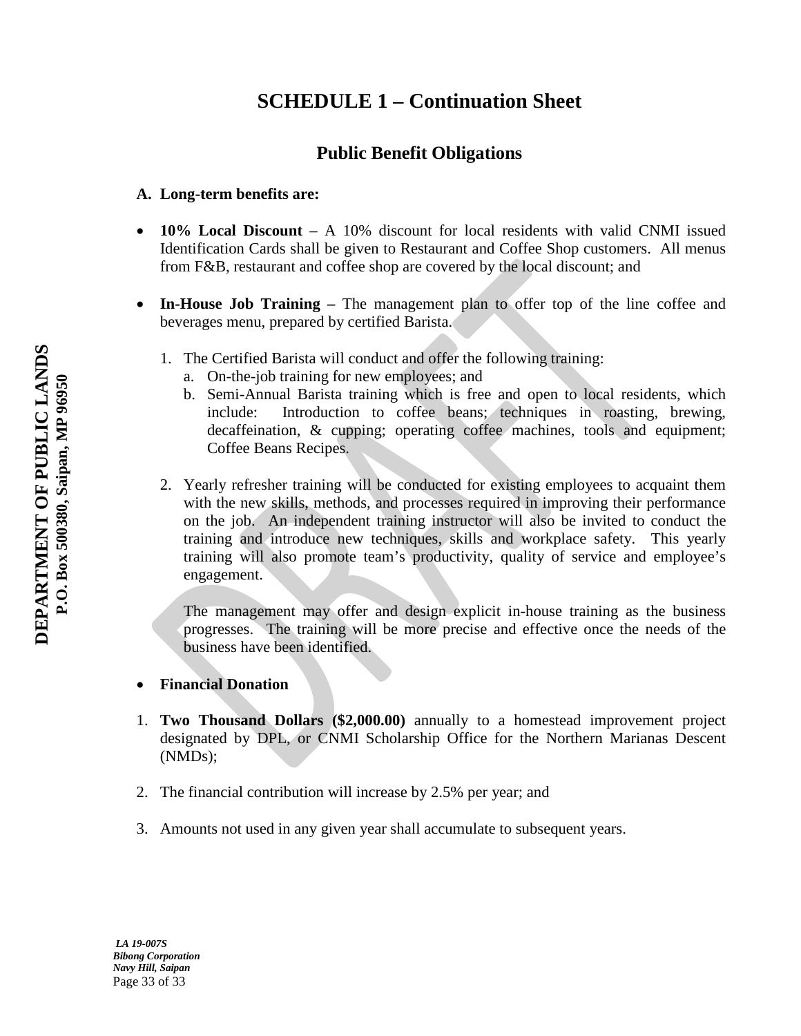# SCHEDULE 1 – Continuation Sheet

## Public Benefit Obligations

**A. Long-term benefits are:**

- **10% Local Discount** – A 10% discount for local residents with valid CNMI issued Identification Cards shall be given to Restaurant and Coffee Shop customers. All menus from F&B, restaurant and coffee shop are covered by the local discount; and

- **In-House Job Training –** The management plan to offer top of the line coffee and beverages menu, prepared by certified Barista.

  1. The Certified Barista will conduct and offer the following training:
     a. On-the-job training for new employees; and
     b. Semi-Annual Barista training which is free and open to local residents, which include: Introduction to coffee beans; techniques in roasting, brewing, decaffeination, & cupping; operating coffee machines, tools and equipment; Coffee Beans Recipes.

  2. Yearly refresher training will be conducted for existing employees to acquaint them with the new skills, methods, and processes required in improving their performance on the job. An independent training instructor will also be invited to conduct the training and introduce new techniques, skills and workplace safety. This yearly training will also promote team's productivity, quality of service and employee's engagement.

     The management may offer and design explicit in-house training as the business progresses. The training will be more precise and effective once the needs of the business have been identified.

- **Financial Donation**

1. **Two Thousand Dollars ($2,000.00)** annually to a homestead improvement project designated by DPL, or CNMI Scholarship Office for the Northern Marianas Descent (NMDs);

2. The financial contribution will increase by 2.5% per year; and

3. Amounts not used in any given year shall accumulate to subsequent years.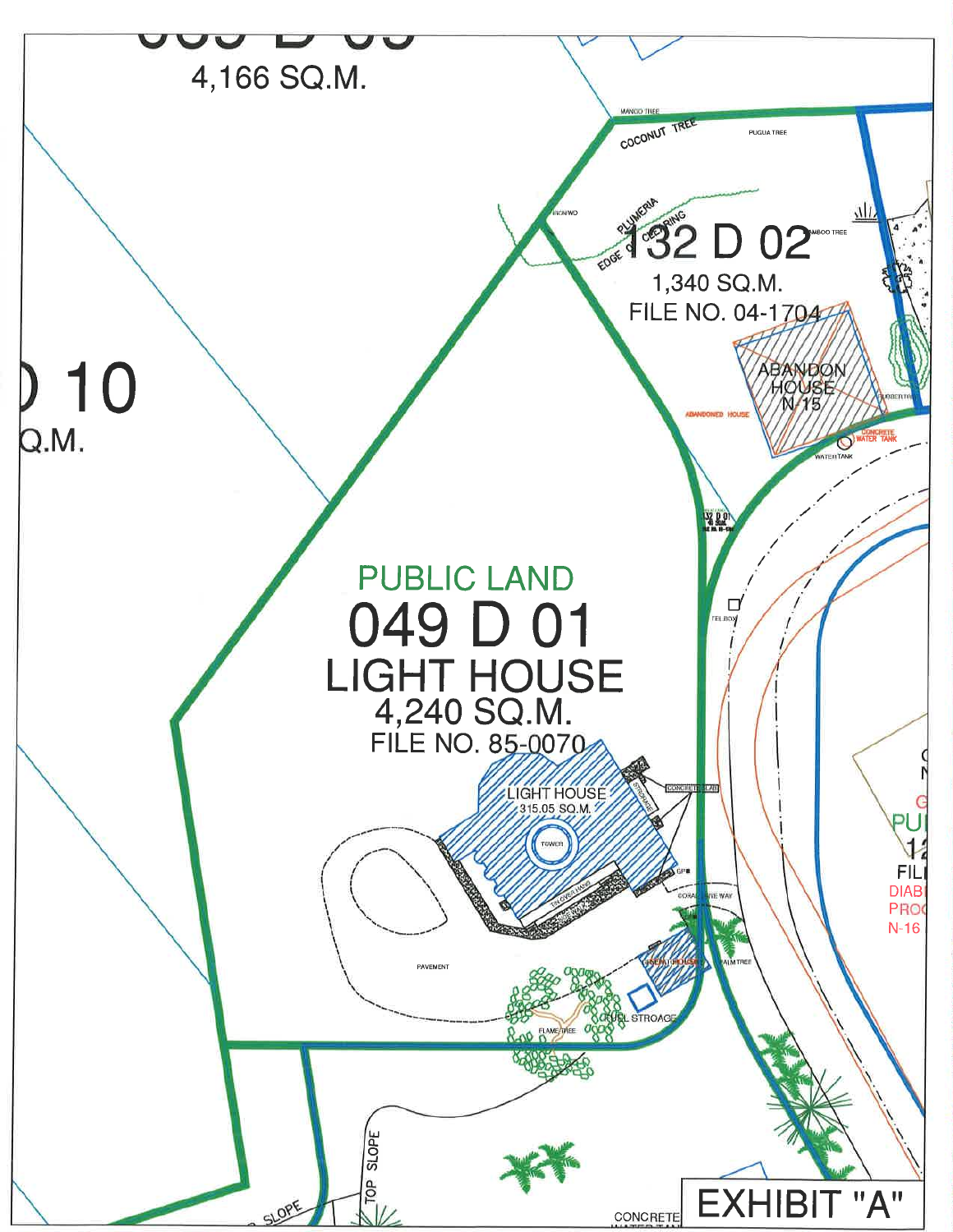4,166 SQ.M.

MANGO TREE

COCONUT TREE

PUGUA TREE

IRONWO

PLUMERIA

EDGE OF CLEARING

132 D 02

1,340 SQ.M.

FILE NO. 04-1704

BAMBOO TREE

ABANDON HOUSE N-15

ABANDONED HOUSE

CONCRETE WATER TANK

WATER TANK

) 10

Q.M.

PUBLIC LAND

049 D 01

LIGHT HOUSE

4,240 SQ.M.

FILE NO. 85-0070

TEL.BOX

LIGHT HOUSE

315.05 SQ.M.

TOWER

STORAGE

CONCRETE SLAB

CORAL DRIVE WAY

PAVEMENT

PALM TREE

FLAME TREE

FUEL STROAGE

DIAB

PRO

N-16

TOP SLOPE

SLOPE

CONCRETE

EXHIBIT "A"